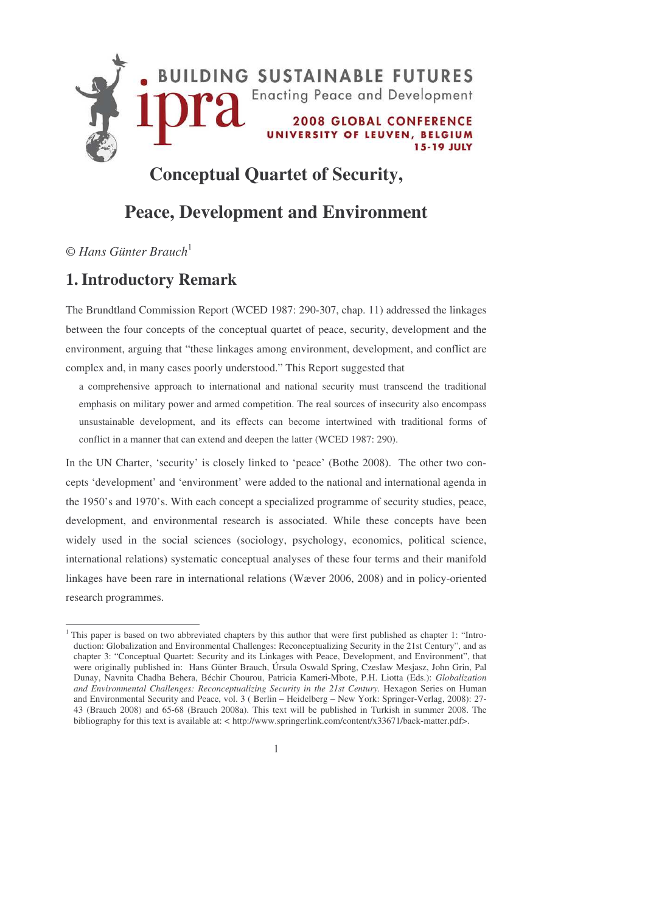BUILDING SUSTAINABLE FUTURES

ipra Enacting Peace and Development

2008 GLOBAL CONFERENCE
UNIVERSITY OF LEUVEN, BELGIUM
15-19 JULY

# Conceptual Quartet of Security, Peace, Development and Environment

*© Hans Günter Brauch*[1]

## 1. Introductory Remark

The Brundtland Commission Report (WCED 1987: 290-307, chap. 11) addressed the linkages between the four concepts of the conceptual quartet of peace, security, development and the environment, arguing that "these linkages among environment, development, and conflict are complex and, in many cases poorly understood." This Report suggested that

> a comprehensive approach to international and national security must transcend the traditional emphasis on military power and armed competition. The real sources of insecurity also encompass unsustainable development, and its effects can become intertwined with traditional forms of conflict in a manner that can extend and deepen the latter (WCED 1987: 290).

In the UN Charter, 'security' is closely linked to 'peace' (Bothe 2008). The other two concepts 'development' and 'environment' were added to the national and international agenda in the 1950's and 1970's. With each concept a specialized programme of security studies, peace, development, and environmental research is associated. While these concepts have been widely used in the social sciences (sociology, psychology, economics, political science, international relations) systematic conceptual analyses of these four terms and their manifold linkages have been rare in international relations (Wæver 2006, 2008) and in policy-oriented research programmes.

---

[1] This paper is based on two abbreviated chapters by this author that were first published as chapter 1: "Introduction: Globalization and Environmental Challenges: Reconceptualizing Security in the 21st Century", and as chapter 3: "Conceptual Quartet: Security and its Linkages with Peace, Development, and Environment", that were originally published in: Hans Günter Brauch, Úrsula Oswald Spring, Czeslaw Mesjasz, John Grin, Pal Dunay, Navnita Chadha Behera, Béchir Chourou, Patricia Kameri-Mbote, P.H. Liotta (Eds.): *Globalization and Environmental Challenges: Reconceptualizing Security in the 21st Century.* Hexagon Series on Human and Environmental Security and Peace, vol. 3 ( Berlin – Heidelberg – New York: Springer-Verlag, 2008): 27-43 (Brauch 2008) and 65-68 (Brauch 2008a). This text will be published in Turkish in summer 2008. The bibliography for this text is available at: < http://www.springerlink.com/content/x33671/back-matter.pdf>.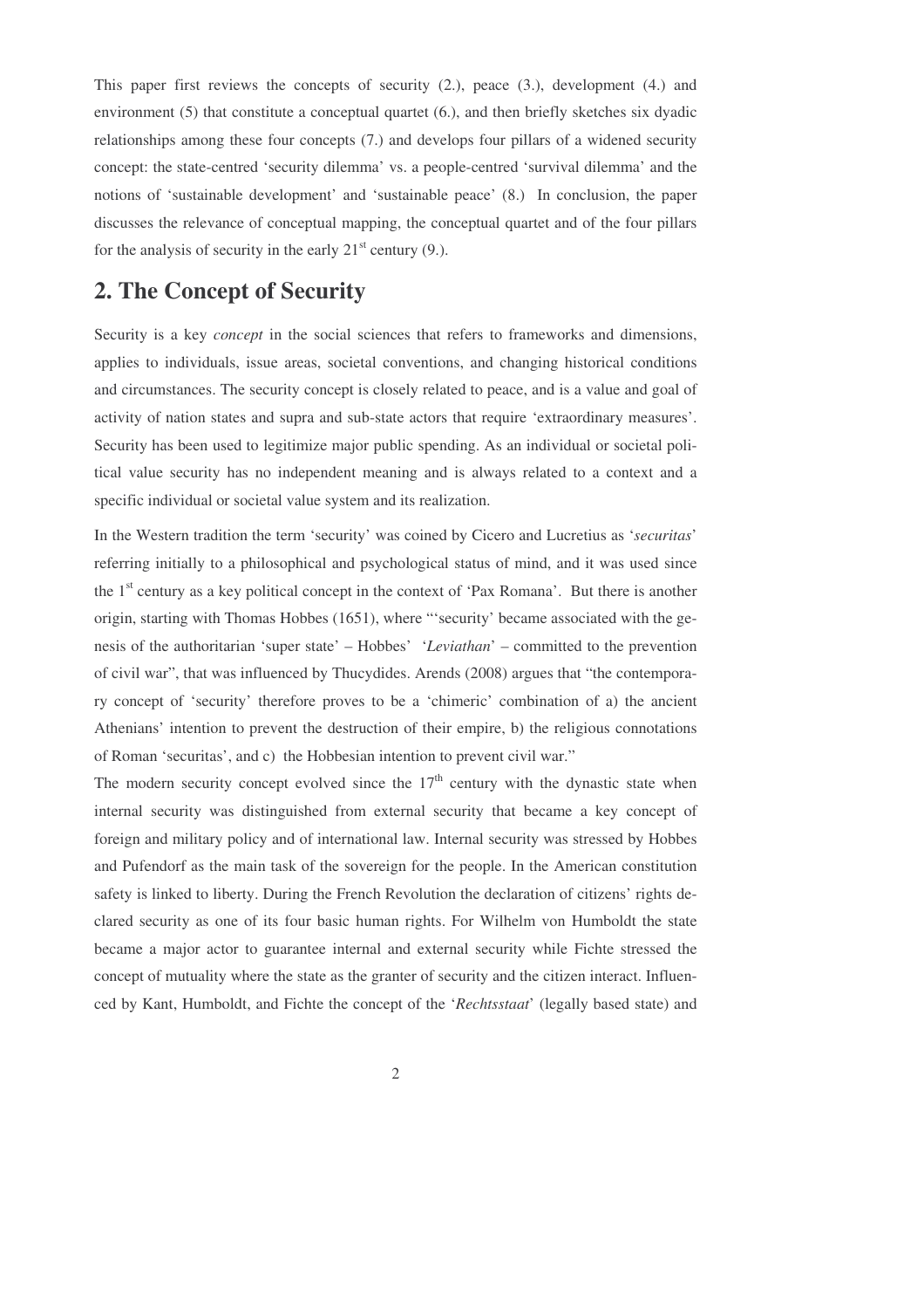This paper first reviews the concepts of security (2.), peace (3.), development (4.) and environment (5) that constitute a conceptual quartet (6.), and then briefly sketches six dyadic relationships among these four concepts (7.) and develops four pillars of a widened security concept: the state-centred 'security dilemma' vs. a people-centred 'survival dilemma' and the notions of 'sustainable development' and 'sustainable peace' (8.) In conclusion, the paper discusses the relevance of conceptual mapping, the conceptual quartet and of the four pillars for the analysis of security in the early 21st century (9.).

## 2. The Concept of Security

Security is a key *concept* in the social sciences that refers to frameworks and dimensions, applies to individuals, issue areas, societal conventions, and changing historical conditions and circumstances. The security concept is closely related to peace, and is a value and goal of activity of nation states and supra and sub-state actors that require 'extraordinary measures'. Security has been used to legitimize major public spending. As an individual or societal political value security has no independent meaning and is always related to a context and a specific individual or societal value system and its realization.

In the Western tradition the term 'security' was coined by Cicero and Lucretius as '*securitas*' referring initially to a philosophical and psychological status of mind, and it was used since the 1st century as a key political concept in the context of 'Pax Romana'. But there is another origin, starting with Thomas Hobbes (1651), where "'security' became associated with the genesis of the authoritarian 'super state' – Hobbes' '*Leviathan*' – committed to the prevention of civil war", that was influenced by Thucydides. Arends (2008) argues that "the contemporary concept of 'security' therefore proves to be a 'chimeric' combination of a) the ancient Athenians' intention to prevent the destruction of their empire, b) the religious connotations of Roman 'securitas', and c) the Hobbesian intention to prevent civil war."

The modern security concept evolved since the 17th century with the dynastic state when internal security was distinguished from external security that became a key concept of foreign and military policy and of international law. Internal security was stressed by Hobbes and Pufendorf as the main task of the sovereign for the people. In the American constitution safety is linked to liberty. During the French Revolution the declaration of citizens' rights declared security as one of its four basic human rights. For Wilhelm von Humboldt the state became a major actor to guarantee internal and external security while Fichte stressed the concept of mutuality where the state as the granter of security and the citizen interact. Influenced by Kant, Humboldt, and Fichte the concept of the '*Rechtsstaat*' (legally based state) and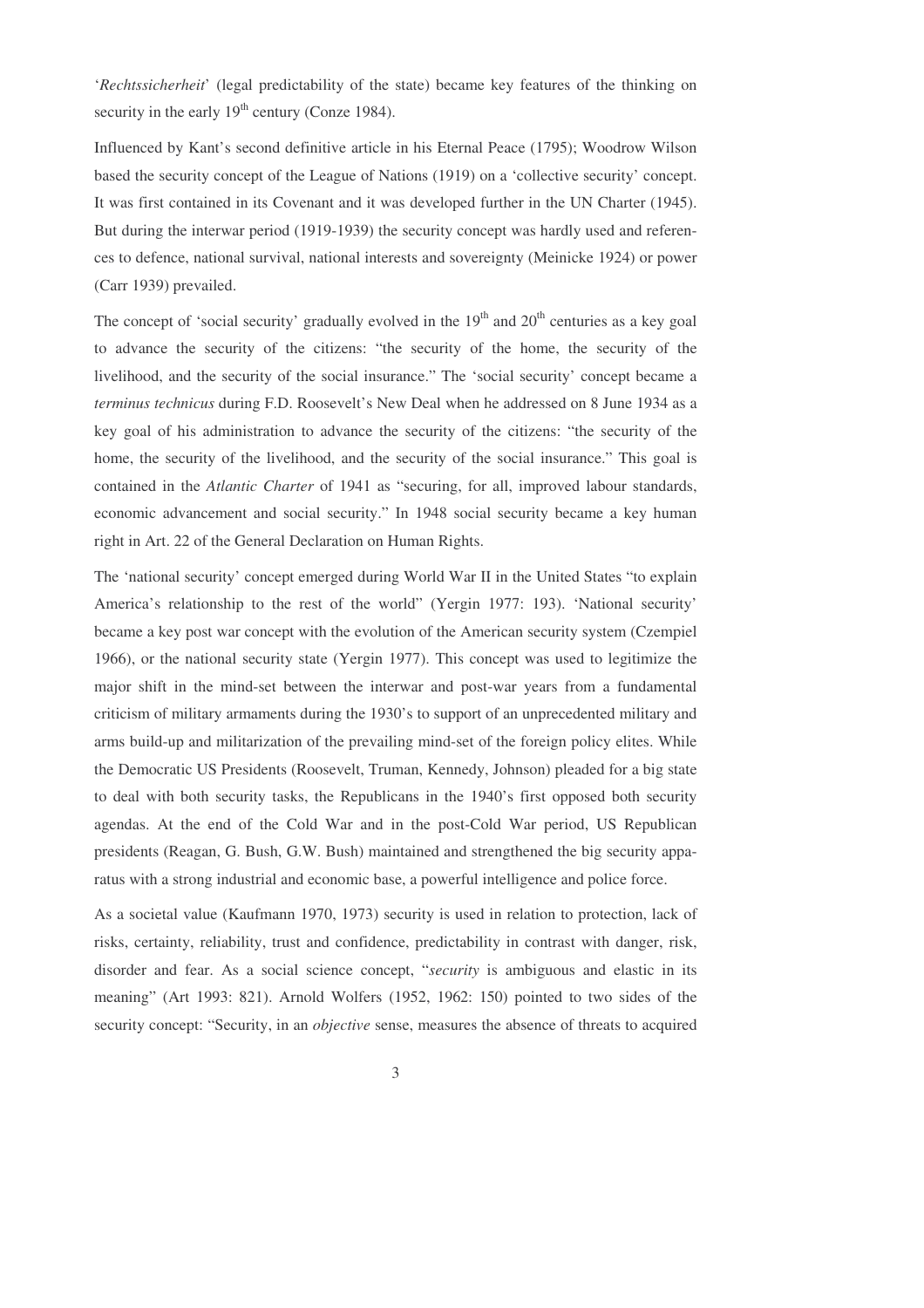'*Rechtssicherheit*' (legal predictability of the state) became key features of the thinking on security in the early $19^{th}$ century (Conze 1984).

Influenced by Kant's second definitive article in his Eternal Peace (1795); Woodrow Wilson based the security concept of the League of Nations (1919) on a 'collective security' concept. It was first contained in its Covenant and it was developed further in the UN Charter (1945). But during the interwar period (1919-1939) the security concept was hardly used and references to defence, national survival, national interests and sovereignty (Meinicke 1924) or power (Carr 1939) prevailed.

The concept of 'social security' gradually evolved in the $19^{th}$ and $20^{th}$ centuries as a key goal to advance the security of the citizens: "the security of the home, the security of the livelihood, and the security of the social insurance." The 'social security' concept became a *terminus technicus* during F.D. Roosevelt's New Deal when he addressed on 8 June 1934 as a key goal of his administration to advance the security of the citizens: "the security of the home, the security of the livelihood, and the security of the social insurance." This goal is contained in the *Atlantic Charter* of 1941 as "securing, for all, improved labour standards, economic advancement and social security." In 1948 social security became a key human right in Art. 22 of the General Declaration on Human Rights.

The 'national security' concept emerged during World War II in the United States "to explain America's relationship to the rest of the world" (Yergin 1977: 193). 'National security' became a key post war concept with the evolution of the American security system (Czempiel 1966), or the national security state (Yergin 1977). This concept was used to legitimize the major shift in the mind-set between the interwar and post-war years from a fundamental criticism of military armaments during the 1930's to support of an unprecedented military and arms build-up and militarization of the prevailing mind-set of the foreign policy elites. While the Democratic US Presidents (Roosevelt, Truman, Kennedy, Johnson) pleaded for a big state to deal with both security tasks, the Republicans in the 1940's first opposed both security agendas. At the end of the Cold War and in the post-Cold War period, US Republican presidents (Reagan, G. Bush, G.W. Bush) maintained and strengthened the big security apparatus with a strong industrial and economic base, a powerful intelligence and police force.

As a societal value (Kaufmann 1970, 1973) security is used in relation to protection, lack of risks, certainty, reliability, trust and confidence, predictability in contrast with danger, risk, disorder and fear. As a social science concept, "*security* is ambiguous and elastic in its meaning" (Art 1993: 821). Arnold Wolfers (1952, 1962: 150) pointed to two sides of the security concept: "Security, in an *objective* sense, measures the absence of threats to acquired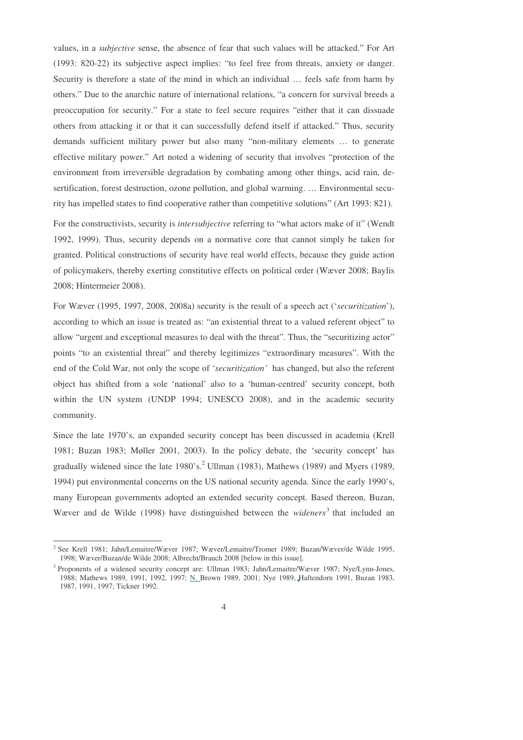values, in a *subjective* sense, the absence of fear that such values will be attacked." For Art (1993: 820-22) its subjective aspect implies: "to feel free from threats, anxiety or danger. Security is therefore a state of the mind in which an individual … feels safe from harm by others." Due to the anarchic nature of international relations, "a concern for survival breeds a preoccupation for security." For a state to feel secure requires "either that it can dissuade others from attacking it or that it can successfully defend itself if attacked." Thus, security demands sufficient military power but also many "non-military elements … to generate effective military power." Art noted a widening of security that involves "protection of the environment from irreversible degradation by combating among other things, acid rain, desertification, forest destruction, ozone pollution, and global warming. … Environmental security has impelled states to find cooperative rather than competitive solutions" (Art 1993: 821).

For the constructivists, security is *intersubjective* referring to "what actors make of it" (Wendt 1992, 1999). Thus, security depends on a normative core that cannot simply be taken for granted. Political constructions of security have real world effects, because they guide action of policymakers, thereby exerting constitutive effects on political order (Wæver 2008; Baylis 2008; Hintermeier 2008).

For Wæver (1995, 1997, 2008, 2008a) security is the result of a speech act ('*securitization*'), according to which an issue is treated as: "an existential threat to a valued referent object" to allow "urgent and exceptional measures to deal with the threat". Thus, the "securitizing actor" points "to an existential threat" and thereby legitimizes "extraordinary measures". With the end of the Cold War, not only the scope of '*securitization'* has changed, but also the referent object has shifted from a sole 'national' also to a 'human-centred' security concept, both within the UN system (UNDP 1994; UNESCO 2008), and in the academic security community.

Since the late 1970's, an expanded security concept has been discussed in academia (Krell 1981; Buzan 1983; Møller 2001, 2003). In the policy debate, the 'security concept' has gradually widened since the late 1980's.[2] Ullman (1983), Mathews (1989) and Myers (1989, 1994) put environmental concerns on the US national security agenda. Since the early 1990's, many European governments adopted an extended security concept. Based thereon, Buzan, Wæver and de Wilde (1998) have distinguished between the *wideners*[3] that included an

---

[2] See Krell 1981; Jahn/Lemaitre/Wæver 1987; Wæver/Lemaitre/Tromer 1989; Buzan/Wæver/de Wilde 1995, 1998; Wæver/Buzan/de Wilde 2008; Albrecht/Brauch 2008 [below in this issue].

[3] Proponents of a widened security concept are: Ullman 1983; Jahn/Lemaitre/Wæver 1987; Nye/Lynn-Jones, 1988; Mathews 1989, 1991, 1992, 1997; N. Brown 1989, 2001; Nye 1989, Haftendorn 1991, Buzan 1983, 1987, 1991, 1997; Tickner 1992.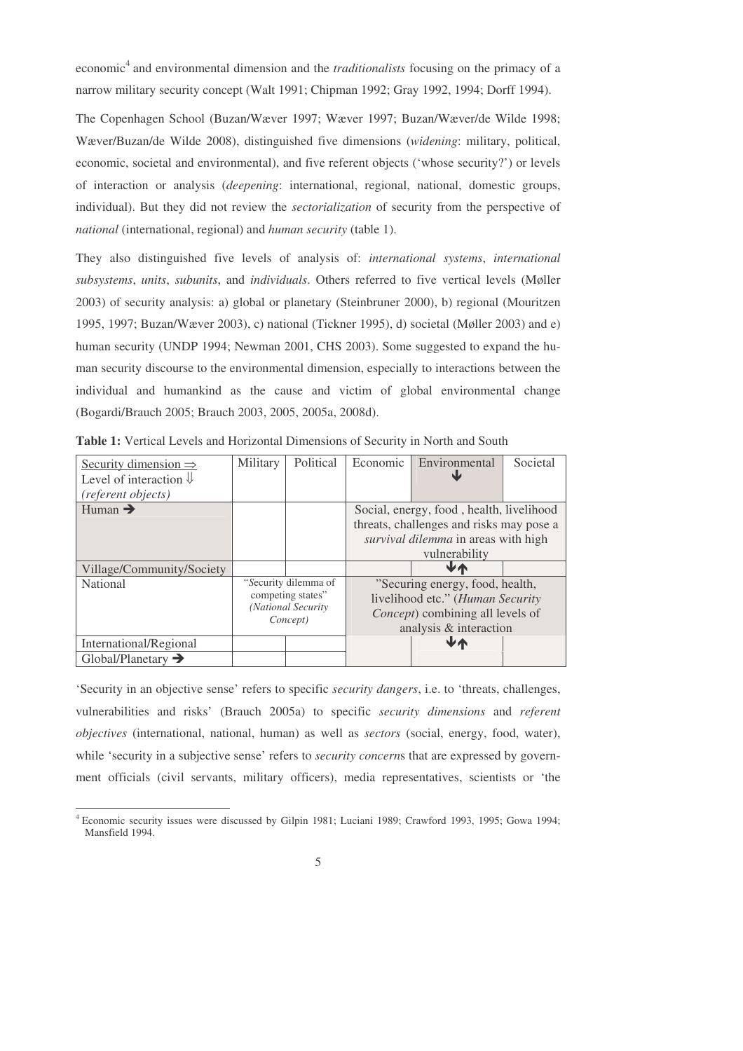economic[4] and environmental dimension and the *traditionalists* focusing on the primacy of a narrow military security concept (Walt 1991; Chipman 1992; Gray 1992, 1994; Dorff 1994).

The Copenhagen School (Buzan/Wæver 1997; Wæver 1997; Buzan/Wæver/de Wilde 1998; Wæver/Buzan/de Wilde 2008), distinguished five dimensions (*widening*: military, political, economic, societal and environmental), and five referent objects ('whose security?') or levels of interaction or analysis (*deepening*: international, regional, national, domestic groups, individual). But they did not review the *sectorialization* of security from the perspective of *national* (international, regional) and *human security* (table 1).

They also distinguished five levels of analysis of: *international systems*, *international subsystems*, *units*, *subunits*, and *individuals*. Others referred to five vertical levels (Møller 2003) of security analysis: a) global or planetary (Steinbruner 2000), b) regional (Mouritzen 1995, 1997; Buzan/Wæver 2003), c) national (Tickner 1995), d) societal (Møller 2003) and e) human security (UNDP 1994; Newman 2001, CHS 2003). Some suggested to expand the human security discourse to the environmental dimension, especially to interactions between the individual and humankind as the cause and victim of global environmental change (Bogardi/Brauch 2005; Brauch 2003, 2005, 2005a, 2008d).

**Table 1:** Vertical Levels and Horizontal Dimensions of Security in North and South

| Security dimension ⇒ Level of interaction ⇓ *(referent objects)* | Military | Political | Economic | Environmental ↓ | Societal |
|---|---|---|---|---|---|
| Human ➔ | | | Social, energy, food , health, livelihood threats, challenges and risks may pose a *survival dilemma* in areas with high vulnerability | | |
| Village/Community/Society | | | | ↓↑ | |
| National | "Security dilemma of competing states" *(National Security Concept)* | | "Securing energy, food, health, livelihood etc." (*Human Security Concept*) combining all levels of analysis & interaction | | |
| International/Regional | | | | ↓↑ | |
| Global/Planetary ➔ | | | | | |

'Security in an objective sense' refers to specific *security dangers*, i.e. to 'threats, challenges, vulnerabilities and risks' (Brauch 2005a) to specific *security dimensions* and *referent objectives* (international, national, human) as well as *sectors* (social, energy, food, water), while 'security in a subjective sense' refers to *security concern*s that are expressed by government officials (civil servants, military officers), media representatives, scientists or 'the

[4] Economic security issues were discussed by Gilpin 1981; Luciani 1989; Crawford 1993, 1995; Gowa 1994; Mansfield 1994.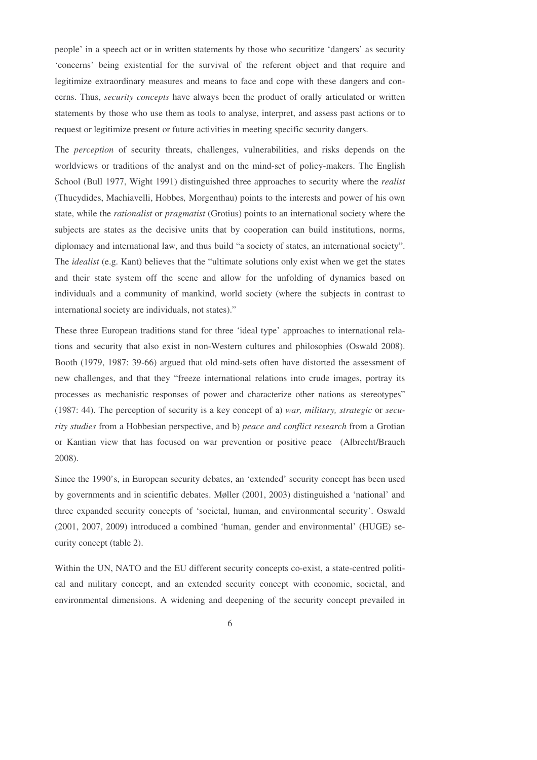people' in a speech act or in written statements by those who securitize 'dangers' as security 'concerns' being existential for the survival of the referent object and that require and legitimize extraordinary measures and means to face and cope with these dangers and concerns. Thus, *security concepts* have always been the product of orally articulated or written statements by those who use them as tools to analyse, interpret, and assess past actions or to request or legitimize present or future activities in meeting specific security dangers.

The *perception* of security threats, challenges, vulnerabilities, and risks depends on the worldviews or traditions of the analyst and on the mind-set of policy-makers. The English School (Bull 1977, Wight 1991) distinguished three approaches to security where the *realist* (Thucydides, Machiavelli, Hobbes*,* Morgenthau) points to the interests and power of his own state, while the *rationalist* or *pragmatist* (Grotius) points to an international society where the subjects are states as the decisive units that by cooperation can build institutions, norms, diplomacy and international law, and thus build "a society of states, an international society". The *idealist* (e.g. Kant) believes that the "ultimate solutions only exist when we get the states and their state system off the scene and allow for the unfolding of dynamics based on individuals and a community of mankind, world society (where the subjects in contrast to international society are individuals, not states)."

These three European traditions stand for three 'ideal type' approaches to international relations and security that also exist in non-Western cultures and philosophies (Oswald 2008). Booth (1979, 1987: 39-66) argued that old mind-sets often have distorted the assessment of new challenges, and that they "freeze international relations into crude images, portray its processes as mechanistic responses of power and characterize other nations as stereotypes" (1987: 44). The perception of security is a key concept of a) *war, military, strategic* or *security studies* from a Hobbesian perspective, and b) *peace and conflict research* from a Grotian or Kantian view that has focused on war prevention or positive peace (Albrecht/Brauch 2008).

Since the 1990's, in European security debates, an 'extended' security concept has been used by governments and in scientific debates. Møller (2001, 2003) distinguished a 'national' and three expanded security concepts of 'societal, human, and environmental security'. Oswald (2001, 2007, 2009) introduced a combined 'human, gender and environmental' (HUGE) security concept (table 2).

Within the UN, NATO and the EU different security concepts co-exist, a state-centred political and military concept, and an extended security concept with economic, societal, and environmental dimensions. A widening and deepening of the security concept prevailed in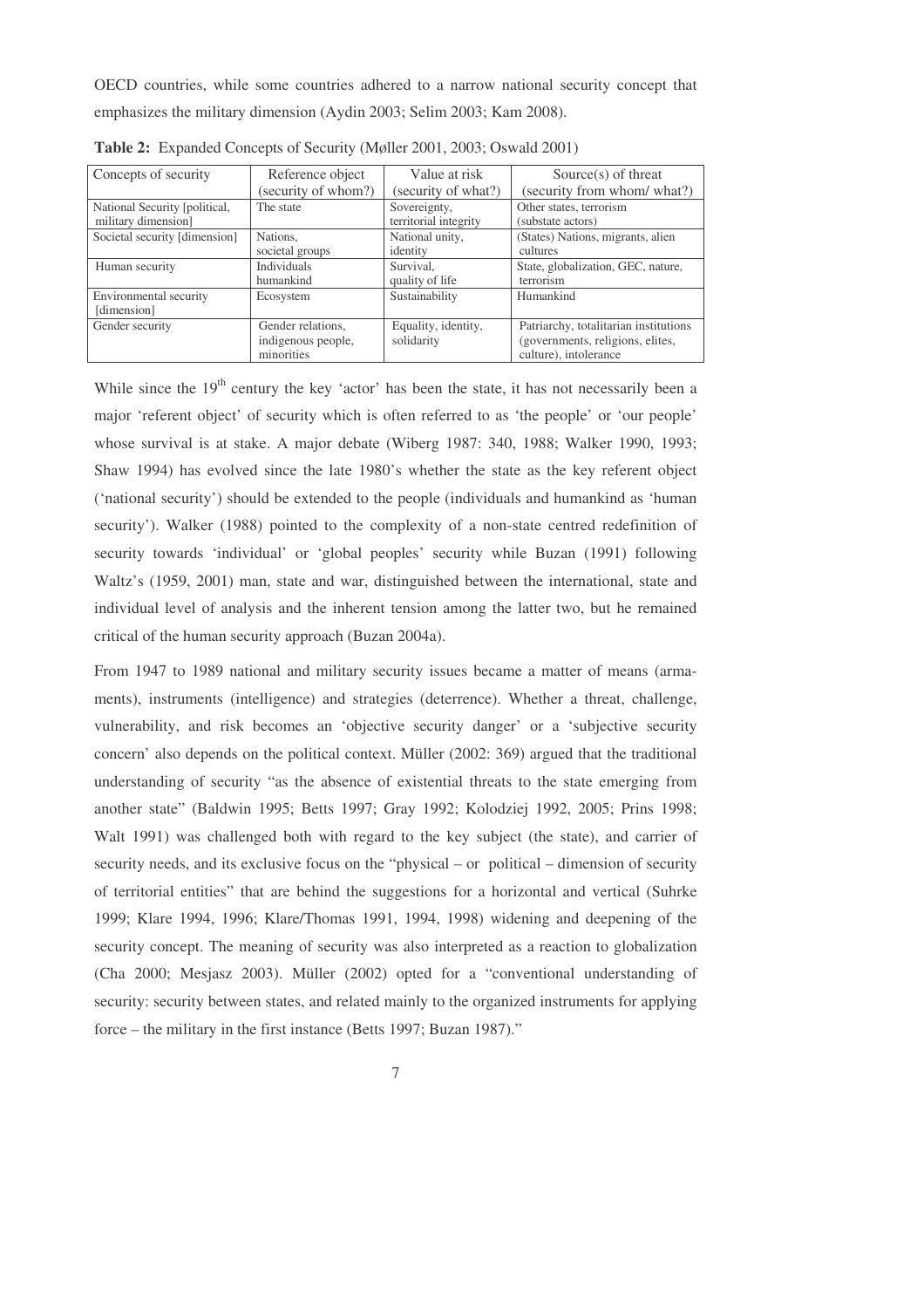OECD countries, while some countries adhered to a narrow national security concept that emphasizes the military dimension (Aydin 2003; Selim 2003; Kam 2008).

**Table 2:** Expanded Concepts of Security (Møller 2001, 2003; Oswald 2001)

| Concepts of security | Reference object (security of whom?) | Value at risk (security of what?) | Source(s) of threat (security from whom/ what?) |
|---|---|---|---|
| National Security [political, military dimension] | The state | Sovereignty, territorial integrity | Other states, terrorism (substate actors) |
| Societal security [dimension] | Nations, societal groups | National unity, identity | (States) Nations, migrants, alien cultures |
| Human security | Individuals humankind | Survival, quality of life | State, globalization, GEC, nature, terrorism |
| Environmental security [dimension] | Ecosystem | Sustainability | Humankind |
| Gender security | Gender relations, indigenous people, minorities | Equality, identity, solidarity | Patriarchy, totalitarian institutions (governments, religions, elites, culture), intolerance |

While since the 19th century the key 'actor' has been the state, it has not necessarily been a major 'referent object' of security which is often referred to as 'the people' or 'our people' whose survival is at stake. A major debate (Wiberg 1987: 340, 1988; Walker 1990, 1993; Shaw 1994) has evolved since the late 1980's whether the state as the key referent object ('national security') should be extended to the people (individuals and humankind as 'human security'). Walker (1988) pointed to the complexity of a non-state centred redefinition of security towards 'individual' or 'global peoples' security while Buzan (1991) following Waltz's (1959, 2001) man, state and war, distinguished between the international, state and individual level of analysis and the inherent tension among the latter two, but he remained critical of the human security approach (Buzan 2004a).

From 1947 to 1989 national and military security issues became a matter of means (armaments), instruments (intelligence) and strategies (deterrence). Whether a threat, challenge, vulnerability, and risk becomes an 'objective security danger' or a 'subjective security concern' also depends on the political context. Müller (2002: 369) argued that the traditional understanding of security "as the absence of existential threats to the state emerging from another state" (Baldwin 1995; Betts 1997; Gray 1992; Kolodziej 1992, 2005; Prins 1998; Walt 1991) was challenged both with regard to the key subject (the state), and carrier of security needs, and its exclusive focus on the "physical – or political – dimension of security of territorial entities" that are behind the suggestions for a horizontal and vertical (Suhrke 1999; Klare 1994, 1996; Klare/Thomas 1991, 1994, 1998) widening and deepening of the security concept. The meaning of security was also interpreted as a reaction to globalization (Cha 2000; Mesjasz 2003). Müller (2002) opted for a "conventional understanding of security: security between states, and related mainly to the organized instruments for applying force – the military in the first instance (Betts 1997; Buzan 1987)."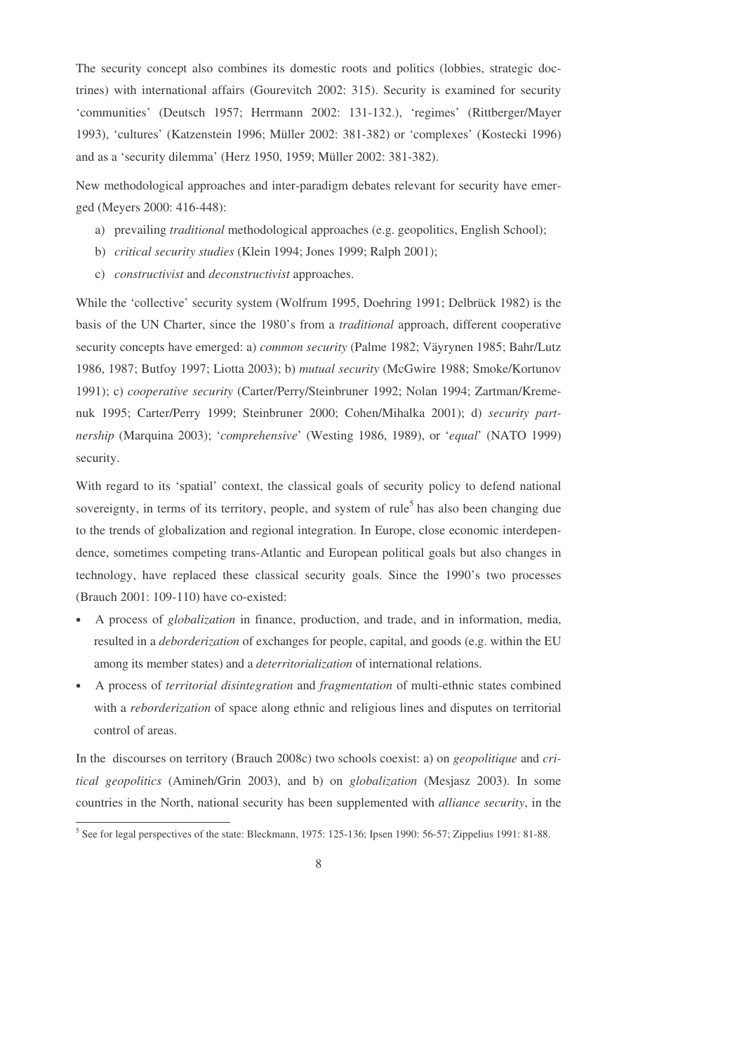The security concept also combines its domestic roots and politics (lobbies, strategic doctrines) with international affairs (Gourevitch 2002: 315). Security is examined for security 'communities' (Deutsch 1957; Herrmann 2002: 131-132.), 'regimes' (Rittberger/Mayer 1993), 'cultures' (Katzenstein 1996; Müller 2002: 381-382) or 'complexes' (Kostecki 1996) and as a 'security dilemma' (Herz 1950, 1959; Müller 2002: 381-382).

New methodological approaches and inter-paradigm debates relevant for security have emerged (Meyers 2000: 416-448):

a) prevailing *traditional* methodological approaches (e.g. geopolitics, English School);
b) *critical security studies* (Klein 1994; Jones 1999; Ralph 2001);
c) *constructivist* and *deconstructivist* approaches.

While the 'collective' security system (Wolfrum 1995, Doehring 1991; Delbrück 1982) is the basis of the UN Charter, since the 1980's from a *traditional* approach, different cooperative security concepts have emerged: a) *common security* (Palme 1982; Väyrynen 1985; Bahr/Lutz 1986, 1987; Butfoy 1997; Liotta 2003); b) *mutual security* (McGwire 1988; Smoke/Kortunov 1991); c) *cooperative security* (Carter/Perry/Steinbruner 1992; Nolan 1994; Zartman/Kremenuk 1995; Carter/Perry 1999; Steinbruner 2000; Cohen/Mihalka 2001); d) *security partnership* (Marquina 2003); '*comprehensive*' (Westing 1986, 1989), or '*equal*' (NATO 1999) security.

With regard to its 'spatial' context, the classical goals of security policy to defend national sovereignty, in terms of its territory, people, and system of rule[5] has also been changing due to the trends of globalization and regional integration. In Europe, close economic interdependence, sometimes competing trans-Atlantic and European political goals but also changes in technology, have replaced these classical security goals. Since the 1990's two processes (Brauch 2001: 109-110) have co-existed:

- A process of *globalization* in finance, production, and trade, and in information, media, resulted in a *deborderization* of exchanges for people, capital, and goods (e.g. within the EU among its member states) and a *deterritorialization* of international relations.
- A process of *territorial disintegration* and *fragmentation* of multi-ethnic states combined with a *reborderization* of space along ethnic and religious lines and disputes on territorial control of areas.

In the discourses on territory (Brauch 2008c) two schools coexist: a) on *geopolitique* and *critical geopolitics* (Amineh/Grin 2003), and b) on *globalization* (Mesjasz 2003). In some countries in the North, national security has been supplemented with *alliance security*, in the

[5] See for legal perspectives of the state: Bleckmann, 1975: 125-136; Ipsen 1990: 56-57; Zippelius 1991: 81-88.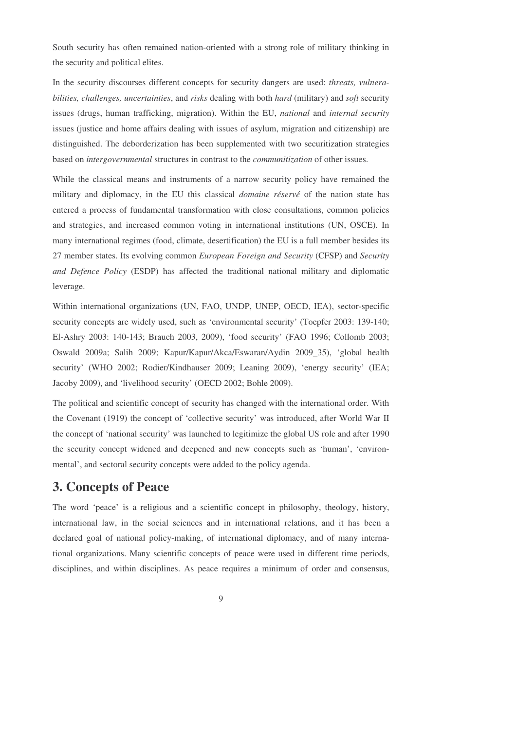South security has often remained nation-oriented with a strong role of military thinking in the security and political elites.

In the security discourses different concepts for security dangers are used: *threats, vulnerabilities, challenges, uncertainties*, and *risks* dealing with both *hard* (military) and *soft* security issues (drugs, human trafficking, migration). Within the EU, *national* and *internal security* issues (justice and home affairs dealing with issues of asylum, migration and citizenship) are distinguished. The deborderization has been supplemented with two securitization strategies based on *intergovernmental* structures in contrast to the *communitization* of other issues.

While the classical means and instruments of a narrow security policy have remained the military and diplomacy, in the EU this classical *domaine réservé* of the nation state has entered a process of fundamental transformation with close consultations, common policies and strategies, and increased common voting in international institutions (UN, OSCE). In many international regimes (food, climate, desertification) the EU is a full member besides its 27 member states. Its evolving common *European Foreign and Security* (CFSP) and *Security and Defence Policy* (ESDP) has affected the traditional national military and diplomatic leverage.

Within international organizations (UN, FAO, UNDP, UNEP, OECD, IEA), sector-specific security concepts are widely used, such as 'environmental security' (Toepfer 2003: 139-140; El-Ashry 2003: 140-143; Brauch 2003, 2009), 'food security' (FAO 1996; Collomb 2003; Oswald 2009a; Salih 2009; Kapur/Kapur/Akca/Eswaran/Aydin 2009_35), 'global health security' (WHO 2002; Rodier/Kindhauser 2009; Leaning 2009), 'energy security' (IEA; Jacoby 2009), and 'livelihood security' (OECD 2002; Bohle 2009).

The political and scientific concept of security has changed with the international order. With the Covenant (1919) the concept of 'collective security' was introduced, after World War II the concept of 'national security' was launched to legitimize the global US role and after 1990 the security concept widened and deepened and new concepts such as 'human', 'environmental', and sectoral security concepts were added to the policy agenda.

## 3. Concepts of Peace

The word 'peace' is a religious and a scientific concept in philosophy, theology, history, international law, in the social sciences and in international relations, and it has been a declared goal of national policy-making, of international diplomacy, and of many international organizations. Many scientific concepts of peace were used in different time periods, disciplines, and within disciplines. As peace requires a minimum of order and consensus,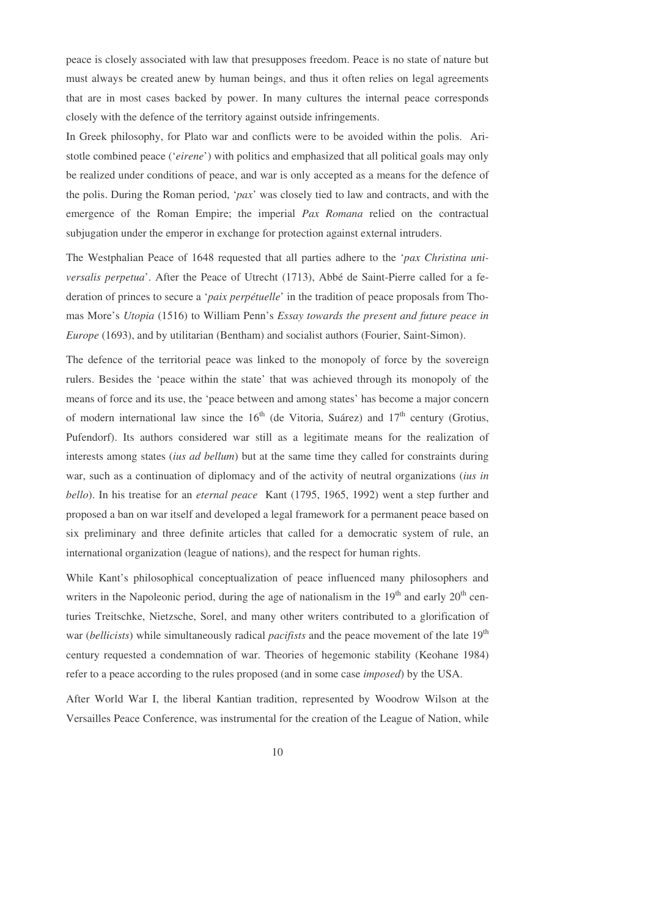peace is closely associated with law that presupposes freedom. Peace is no state of nature but must always be created anew by human beings, and thus it often relies on legal agreements that are in most cases backed by power. In many cultures the internal peace corresponds closely with the defence of the territory against outside infringements.

In Greek philosophy, for Plato war and conflicts were to be avoided within the polis. Aristotle combined peace ('*eirene*') with politics and emphasized that all political goals may only be realized under conditions of peace, and war is only accepted as a means for the defence of the polis. During the Roman period, '*pax*' was closely tied to law and contracts, and with the emergence of the Roman Empire; the imperial *Pax Romana* relied on the contractual subjugation under the emperor in exchange for protection against external intruders.

The Westphalian Peace of 1648 requested that all parties adhere to the '*pax Christina universalis perpetua*'. After the Peace of Utrecht (1713), Abbé de Saint-Pierre called for a federation of princes to secure a '*paix perpétuelle*' in the tradition of peace proposals from Thomas More's *Utopia* (1516) to William Penn's *Essay towards the present and future peace in Europe* (1693), and by utilitarian (Bentham) and socialist authors (Fourier, Saint-Simon).

The defence of the territorial peace was linked to the monopoly of force by the sovereign rulers. Besides the 'peace within the state' that was achieved through its monopoly of the means of force and its use, the 'peace between and among states' has become a major concern of modern international law since the 16th (de Vitoria, Suárez) and 17th century (Grotius, Pufendorf). Its authors considered war still as a legitimate means for the realization of interests among states (*ius ad bellum*) but at the same time they called for constraints during war, such as a continuation of diplomacy and of the activity of neutral organizations (*ius in bello*). In his treatise for an *eternal peace* Kant (1795, 1965, 1992) went a step further and proposed a ban on war itself and developed a legal framework for a permanent peace based on six preliminary and three definite articles that called for a democratic system of rule, an international organization (league of nations), and the respect for human rights.

While Kant's philosophical conceptualization of peace influenced many philosophers and writers in the Napoleonic period, during the age of nationalism in the 19th and early 20th centuries Treitschke, Nietzsche, Sorel, and many other writers contributed to a glorification of war (*bellicists*) while simultaneously radical *pacifists* and the peace movement of the late 19th century requested a condemnation of war. Theories of hegemonic stability (Keohane 1984) refer to a peace according to the rules proposed (and in some case *imposed*) by the USA.

After World War I, the liberal Kantian tradition, represented by Woodrow Wilson at the Versailles Peace Conference, was instrumental for the creation of the League of Nation, while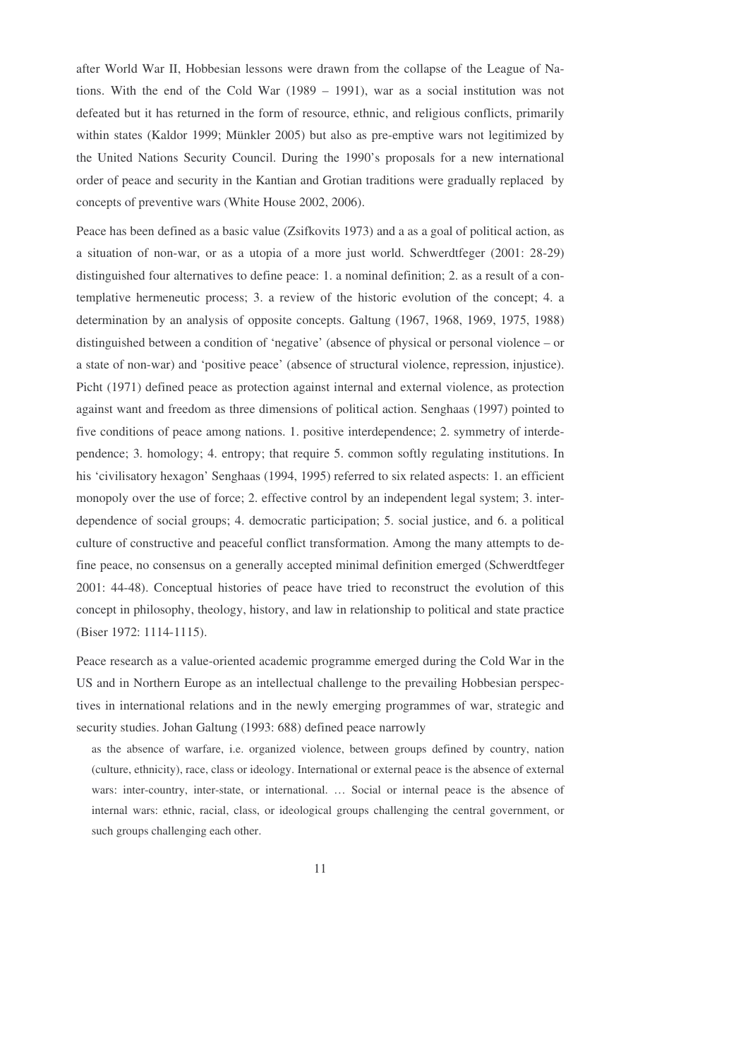after World War II, Hobbesian lessons were drawn from the collapse of the League of Nations. With the end of the Cold War (1989 – 1991), war as a social institution was not defeated but it has returned in the form of resource, ethnic, and religious conflicts, primarily within states (Kaldor 1999; Münkler 2005) but also as pre-emptive wars not legitimized by the United Nations Security Council. During the 1990's proposals for a new international order of peace and security in the Kantian and Grotian traditions were gradually replaced by concepts of preventive wars (White House 2002, 2006).

Peace has been defined as a basic value (Zsifkovits 1973) and a as a goal of political action, as a situation of non-war, or as a utopia of a more just world. Schwerdtfeger (2001: 28-29) distinguished four alternatives to define peace: 1. a nominal definition; 2. as a result of a contemplative hermeneutic process; 3. a review of the historic evolution of the concept; 4. a determination by an analysis of opposite concepts. Galtung (1967, 1968, 1969, 1975, 1988) distinguished between a condition of 'negative' (absence of physical or personal violence – or a state of non-war) and 'positive peace' (absence of structural violence, repression, injustice). Picht (1971) defined peace as protection against internal and external violence, as protection against want and freedom as three dimensions of political action. Senghaas (1997) pointed to five conditions of peace among nations. 1. positive interdependence; 2. symmetry of interdependence; 3. homology; 4. entropy; that require 5. common softly regulating institutions. In his 'civilisatory hexagon' Senghaas (1994, 1995) referred to six related aspects: 1. an efficient monopoly over the use of force; 2. effective control by an independent legal system; 3. interdependence of social groups; 4. democratic participation; 5. social justice, and 6. a political culture of constructive and peaceful conflict transformation. Among the many attempts to define peace, no consensus on a generally accepted minimal definition emerged (Schwerdtfeger 2001: 44-48). Conceptual histories of peace have tried to reconstruct the evolution of this concept in philosophy, theology, history, and law in relationship to political and state practice (Biser 1972: 1114-1115).

Peace research as a value-oriented academic programme emerged during the Cold War in the US and in Northern Europe as an intellectual challenge to the prevailing Hobbesian perspectives in international relations and in the newly emerging programmes of war, strategic and security studies. Johan Galtung (1993: 688) defined peace narrowly

> as the absence of warfare, i.e. organized violence, between groups defined by country, nation (culture, ethnicity), race, class or ideology. International or external peace is the absence of external wars: inter-country, inter-state, or international. … Social or internal peace is the absence of internal wars: ethnic, racial, class, or ideological groups challenging the central government, or such groups challenging each other.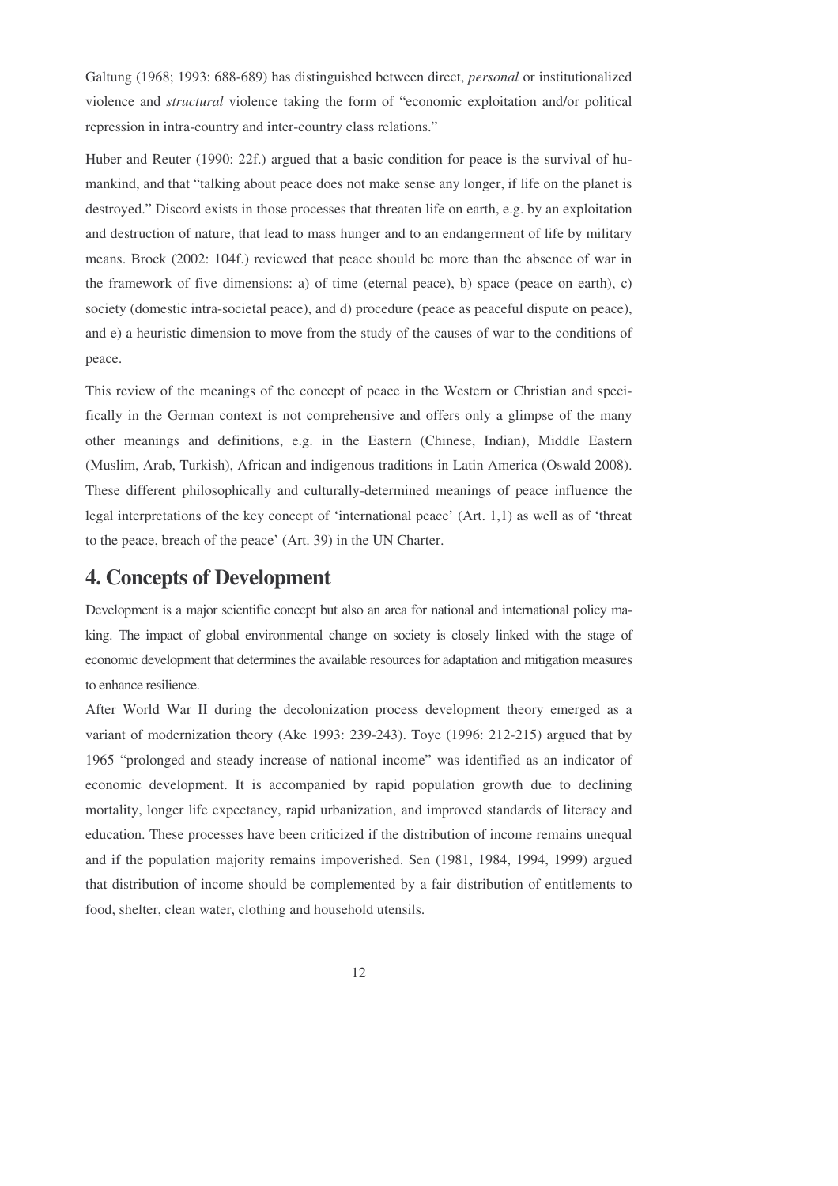Galtung (1968; 1993: 688-689) has distinguished between direct, *personal* or institutionalized violence and *structural* violence taking the form of "economic exploitation and/or political repression in intra-country and inter-country class relations."

Huber and Reuter (1990: 22f.) argued that a basic condition for peace is the survival of humankind, and that "talking about peace does not make sense any longer, if life on the planet is destroyed." Discord exists in those processes that threaten life on earth, e.g. by an exploitation and destruction of nature, that lead to mass hunger and to an endangerment of life by military means. Brock (2002: 104f.) reviewed that peace should be more than the absence of war in the framework of five dimensions: a) of time (eternal peace), b) space (peace on earth), c) society (domestic intra-societal peace), and d) procedure (peace as peaceful dispute on peace), and e) a heuristic dimension to move from the study of the causes of war to the conditions of peace.

This review of the meanings of the concept of peace in the Western or Christian and specifically in the German context is not comprehensive and offers only a glimpse of the many other meanings and definitions, e.g. in the Eastern (Chinese, Indian), Middle Eastern (Muslim, Arab, Turkish), African and indigenous traditions in Latin America (Oswald 2008). These different philosophically and culturally-determined meanings of peace influence the legal interpretations of the key concept of 'international peace' (Art. 1,1) as well as of 'threat to the peace, breach of the peace' (Art. 39) in the UN Charter.

# 4. Concepts of Development

Development is a major scientific concept but also an area for national and international policy making. The impact of global environmental change on society is closely linked with the stage of economic development that determines the available resources for adaptation and mitigation measures to enhance resilience.

After World War II during the decolonization process development theory emerged as a variant of modernization theory (Ake 1993: 239-243). Toye (1996: 212-215) argued that by 1965 "prolonged and steady increase of national income" was identified as an indicator of economic development. It is accompanied by rapid population growth due to declining mortality, longer life expectancy, rapid urbanization, and improved standards of literacy and education. These processes have been criticized if the distribution of income remains unequal and if the population majority remains impoverished. Sen (1981, 1984, 1994, 1999) argued that distribution of income should be complemented by a fair distribution of entitlements to food, shelter, clean water, clothing and household utensils.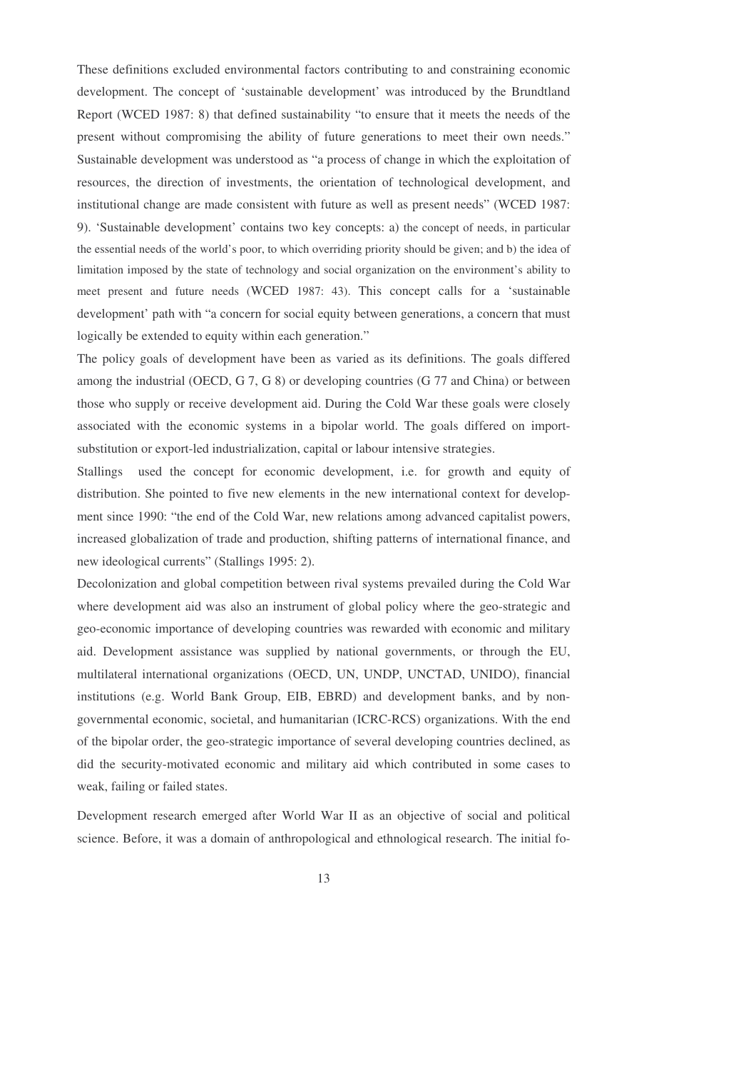These definitions excluded environmental factors contributing to and constraining economic development. The concept of 'sustainable development' was introduced by the Brundtland Report (WCED 1987: 8) that defined sustainability "to ensure that it meets the needs of the present without compromising the ability of future generations to meet their own needs." Sustainable development was understood as "a process of change in which the exploitation of resources, the direction of investments, the orientation of technological development, and institutional change are made consistent with future as well as present needs" (WCED 1987: 9). 'Sustainable development' contains two key concepts: a) the concept of needs, in particular the essential needs of the world's poor, to which overriding priority should be given; and b) the idea of limitation imposed by the state of technology and social organization on the environment's ability to meet present and future needs (WCED 1987: 43). This concept calls for a 'sustainable development' path with "a concern for social equity between generations, a concern that must logically be extended to equity within each generation."

The policy goals of development have been as varied as its definitions. The goals differed among the industrial (OECD, G 7, G 8) or developing countries (G 77 and China) or between those who supply or receive development aid. During the Cold War these goals were closely associated with the economic systems in a bipolar world. The goals differed on import-substitution or export-led industrialization, capital or labour intensive strategies.

Stallings used the concept for economic development, i.e. for growth and equity of distribution. She pointed to five new elements in the new international context for development since 1990: "the end of the Cold War, new relations among advanced capitalist powers, increased globalization of trade and production, shifting patterns of international finance, and new ideological currents" (Stallings 1995: 2).

Decolonization and global competition between rival systems prevailed during the Cold War where development aid was also an instrument of global policy where the geo-strategic and geo-economic importance of developing countries was rewarded with economic and military aid. Development assistance was supplied by national governments, or through the EU, multilateral international organizations (OECD, UN, UNDP, UNCTAD, UNIDO), financial institutions (e.g. World Bank Group, EIB, EBRD) and development banks, and by non-governmental economic, societal, and humanitarian (ICRC-RCS) organizations. With the end of the bipolar order, the geo-strategic importance of several developing countries declined, as did the security-motivated economic and military aid which contributed in some cases to weak, failing or failed states.

Development research emerged after World War II as an objective of social and political science. Before, it was a domain of anthropological and ethnological research. The initial fo-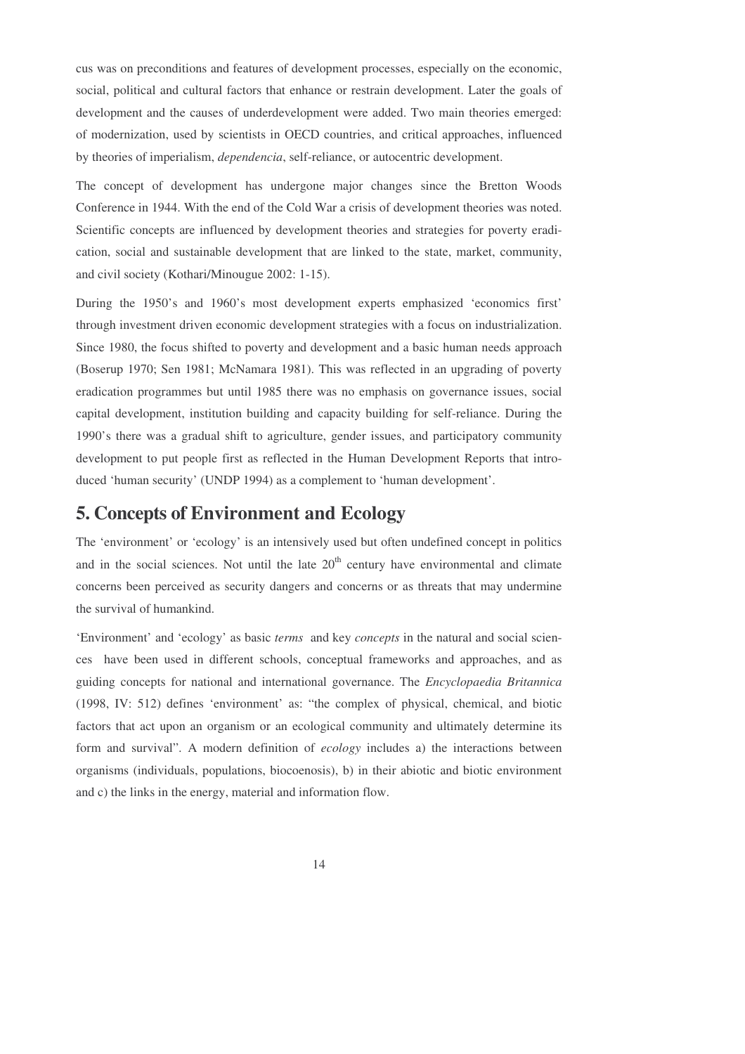cus was on preconditions and features of development processes, especially on the economic, social, political and cultural factors that enhance or restrain development. Later the goals of development and the causes of underdevelopment were added. Two main theories emerged: of modernization, used by scientists in OECD countries, and critical approaches, influenced by theories of imperialism, *dependencia*, self-reliance, or autocentric development.

The concept of development has undergone major changes since the Bretton Woods Conference in 1944. With the end of the Cold War a crisis of development theories was noted. Scientific concepts are influenced by development theories and strategies for poverty eradication, social and sustainable development that are linked to the state, market, community, and civil society (Kothari/Minougue 2002: 1-15).

During the 1950's and 1960's most development experts emphasized 'economics first' through investment driven economic development strategies with a focus on industrialization. Since 1980, the focus shifted to poverty and development and a basic human needs approach (Boserup 1970; Sen 1981; McNamara 1981). This was reflected in an upgrading of poverty eradication programmes but until 1985 there was no emphasis on governance issues, social capital development, institution building and capacity building for self-reliance. During the 1990's there was a gradual shift to agriculture, gender issues, and participatory community development to put people first as reflected in the Human Development Reports that introduced 'human security' (UNDP 1994) as a complement to 'human development'.

## 5. Concepts of Environment and Ecology

The 'environment' or 'ecology' is an intensively used but often undefined concept in politics and in the social sciences. Not until the late 20th century have environmental and climate concerns been perceived as security dangers and concerns or as threats that may undermine the survival of humankind.

'Environment' and 'ecology' as basic *terms* and key *concepts* in the natural and social sciences have been used in different schools, conceptual frameworks and approaches, and as guiding concepts for national and international governance. The *Encyclopaedia Britannica* (1998, IV: 512) defines 'environment' as: "the complex of physical, chemical, and biotic factors that act upon an organism or an ecological community and ultimately determine its form and survival". A modern definition of *ecology* includes a) the interactions between organisms (individuals, populations, biocoenosis), b) in their abiotic and biotic environment and c) the links in the energy, material and information flow.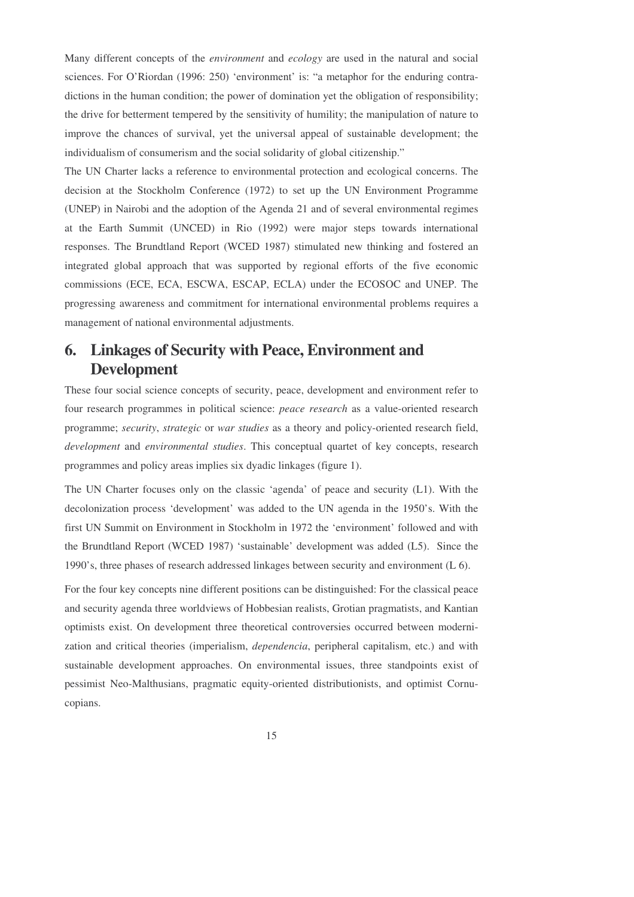Many different concepts of the *environment* and *ecology* are used in the natural and social sciences. For O'Riordan (1996: 250) 'environment' is: "a metaphor for the enduring contradictions in the human condition; the power of domination yet the obligation of responsibility; the drive for betterment tempered by the sensitivity of humility; the manipulation of nature to improve the chances of survival, yet the universal appeal of sustainable development; the individualism of consumerism and the social solidarity of global citizenship."

The UN Charter lacks a reference to environmental protection and ecological concerns. The decision at the Stockholm Conference (1972) to set up the UN Environment Programme (UNEP) in Nairobi and the adoption of the Agenda 21 and of several environmental regimes at the Earth Summit (UNCED) in Rio (1992) were major steps towards international responses. The Brundtland Report (WCED 1987) stimulated new thinking and fostered an integrated global approach that was supported by regional efforts of the five economic commissions (ECE, ECA, ESCWA, ESCAP, ECLA) under the ECOSOC and UNEP. The progressing awareness and commitment for international environmental problems requires a management of national environmental adjustments.

# 6. Linkages of Security with Peace, Environment and Development

These four social science concepts of security, peace, development and environment refer to four research programmes in political science: *peace research* as a value-oriented research programme; *security*, *strategic* or *war studies* as a theory and policy-oriented research field, *development* and *environmental studies*. This conceptual quartet of key concepts, research programmes and policy areas implies six dyadic linkages (figure 1).

The UN Charter focuses only on the classic 'agenda' of peace and security (L1). With the decolonization process 'development' was added to the UN agenda in the 1950's. With the first UN Summit on Environment in Stockholm in 1972 the 'environment' followed and with the Brundtland Report (WCED 1987) 'sustainable' development was added (L5). Since the 1990's, three phases of research addressed linkages between security and environment (L 6).

For the four key concepts nine different positions can be distinguished: For the classical peace and security agenda three worldviews of Hobbesian realists, Grotian pragmatists, and Kantian optimists exist. On development three theoretical controversies occurred between modernization and critical theories (imperialism, *dependencia*, peripheral capitalism, etc.) and with sustainable development approaches. On environmental issues, three standpoints exist of pessimist Neo-Malthusians, pragmatic equity-oriented distributionists, and optimist Cornucopians.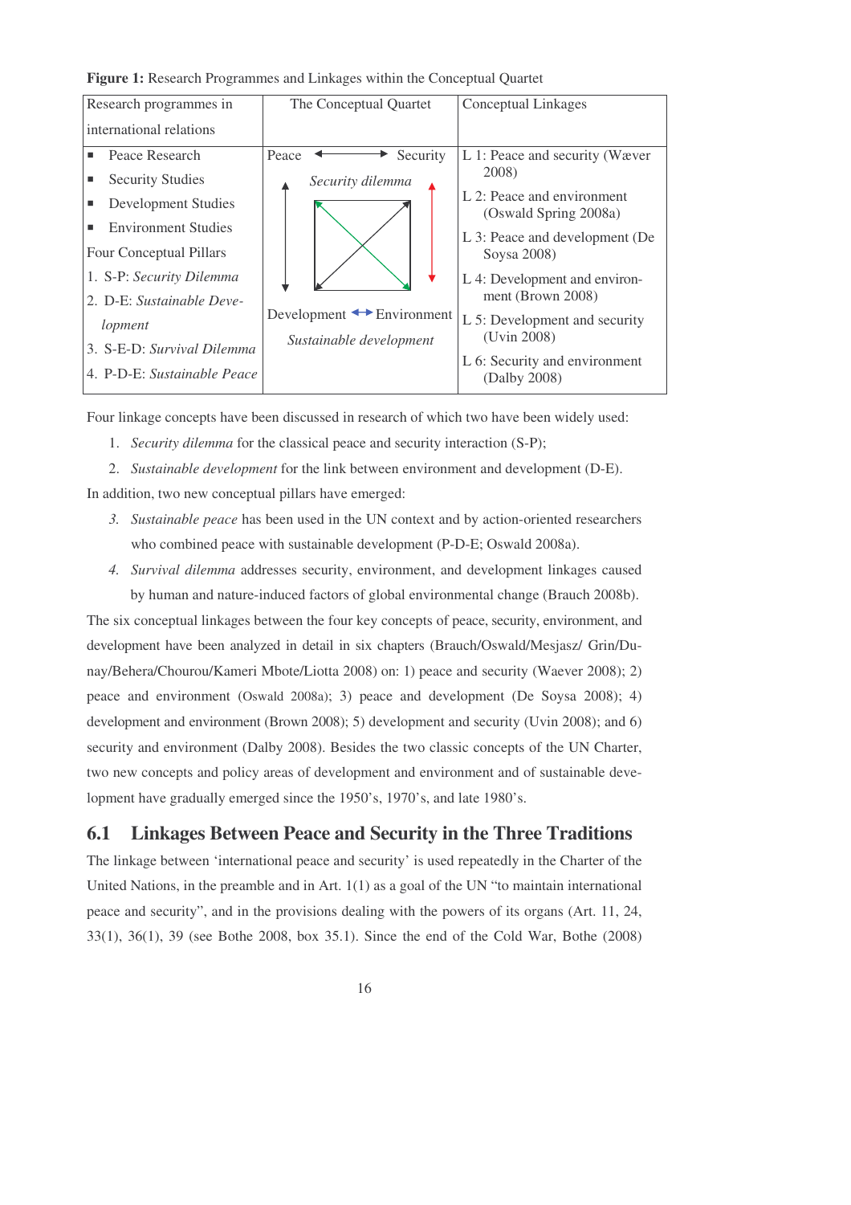**Figure 1:** Research Programmes and Linkages within the Conceptual Quartet

| Research programmes in international relations | The Conceptual Quartet | Conceptual Linkages |
|---|---|---|
| ▪ Peace Research<br>▪ Security Studies<br>▪ Development Studies<br>▪ Environment Studies<br>Four Conceptual Pillars<br>1. S-P: *Security Dilemma*<br>2. D-E: *Sustainable Development*<br>3. S-E-D: *Survival Dilemma*<br>4. P-D-E: *Sustainable Peace* | Peace ↔ Security<br>*Security dilemma*<br><br>Development ↔ Environment<br>*Sustainable development* | L 1: Peace and security (Wæver 2008)<br>L 2: Peace and environment (Oswald Spring 2008a)<br>L 3: Peace and development (De Soysa 2008)<br>L 4: Development and environment (Brown 2008)<br>L 5: Development and security (Uvin 2008)<br>L 6: Security and environment (Dalby 2008) |

Four linkage concepts have been discussed in research of which two have been widely used:

1. *Security dilemma* for the classical peace and security interaction (S-P);
2. *Sustainable development* for the link between environment and development (D-E).

In addition, two new conceptual pillars have emerged:

3. *Sustainable peace* has been used in the UN context and by action-oriented researchers who combined peace with sustainable development (P-D-E; Oswald 2008a).
4. *Survival dilemma* addresses security, environment, and development linkages caused by human and nature-induced factors of global environmental change (Brauch 2008b).

The six conceptual linkages between the four key concepts of peace, security, environment, and development have been analyzed in detail in six chapters (Brauch/Oswald/Mesjasz/ Grin/Dunay/Behera/Chourou/Kameri Mbote/Liotta 2008) on: 1) peace and security (Waever 2008); 2) peace and environment (Oswald 2008a); 3) peace and development (De Soysa 2008); 4) development and environment (Brown 2008); 5) development and security (Uvin 2008); and 6) security and environment (Dalby 2008). Besides the two classic concepts of the UN Charter, two new concepts and policy areas of development and environment and of sustainable development have gradually emerged since the 1950's, 1970's, and late 1980's.

## 6.1 Linkages Between Peace and Security in the Three Traditions

The linkage between 'international peace and security' is used repeatedly in the Charter of the United Nations, in the preamble and in Art. 1(1) as a goal of the UN "to maintain international peace and security", and in the provisions dealing with the powers of its organs (Art. 11, 24, 33(1), 36(1), 39 (see Bothe 2008, box 35.1). Since the end of the Cold War, Bothe (2008)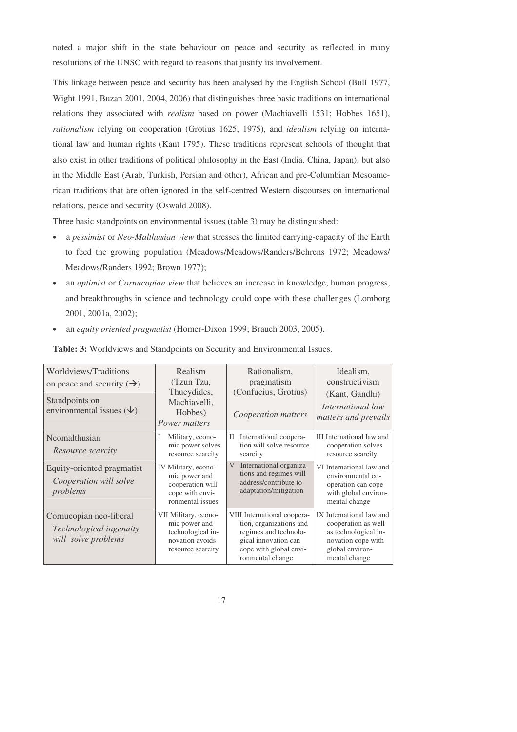noted a major shift in the state behaviour on peace and security as reflected in many resolutions of the UNSC with regard to reasons that justify its involvement.

This linkage between peace and security has been analysed by the English School (Bull 1977, Wight 1991, Buzan 2001, 2004, 2006) that distinguishes three basic traditions on international relations they associated with *realism* based on power (Machiavelli 1531; Hobbes 1651), *rationalism* relying on cooperation (Grotius 1625, 1975), and *idealism* relying on international law and human rights (Kant 1795). These traditions represent schools of thought that also exist in other traditions of political philosophy in the East (India, China, Japan), but also in the Middle East (Arab, Turkish, Persian and other), African and pre-Columbian Mesoamerican traditions that are often ignored in the self-centred Western discourses on international relations, peace and security (Oswald 2008).

Three basic standpoints on environmental issues (table 3) may be distinguished:

- a *pessimist* or *Neo-Malthusian view* that stresses the limited carrying-capacity of the Earth to feed the growing population (Meadows/Meadows/Randers/Behrens 1972; Meadows/ Meadows/Randers 1992; Brown 1977);
- an *optimist* or *Cornucopian view* that believes an increase in knowledge, human progress, and breakthroughs in science and technology could cope with these challenges (Lomborg 2001, 2001a, 2002);
- an *equity oriented pragmatist* (Homer-Dixon 1999; Brauch 2003, 2005).

**Table: 3:** Worldviews and Standpoints on Security and Environmental Issues.

| Worldviews/Traditions on peace and security (→)<br>Standpoints on environmental issues (↓) | Realism (Tzun Tzu, Thucydides, Machiavelli, Hobbes) *Power matters* | Rationalism, pragmatism (Confucius, Grotius) *Cooperation matters* | Idealism, constructivism (Kant, Gandhi) *International law matters and prevails* |
|---|---|---|---|
| Neomalthusian *Resource scarcity* | I Military, economic power solves resource scarcity | II International cooperation will solve resource scarcity | III International law and cooperation solves resource scarcity |
| Equity-oriented pragmatist *Cooperation will solve problems* | IV Military, economic power and cooperation will cope with environmental issues | V International organizations and regimes will address/contribute to adaptation/mitigation | VI International law and environmental cooperation can cope with global environmental change |
| Cornucopian neo-liberal *Technological ingenuity will solve problems* | VII Military, economic power and technological innovation avoids resource scarcity | VIII International cooperation, organizations and regimes and technological innovation can cope with global environmental change | IX International law and cooperation as well as technological innovation cope with global environmental change |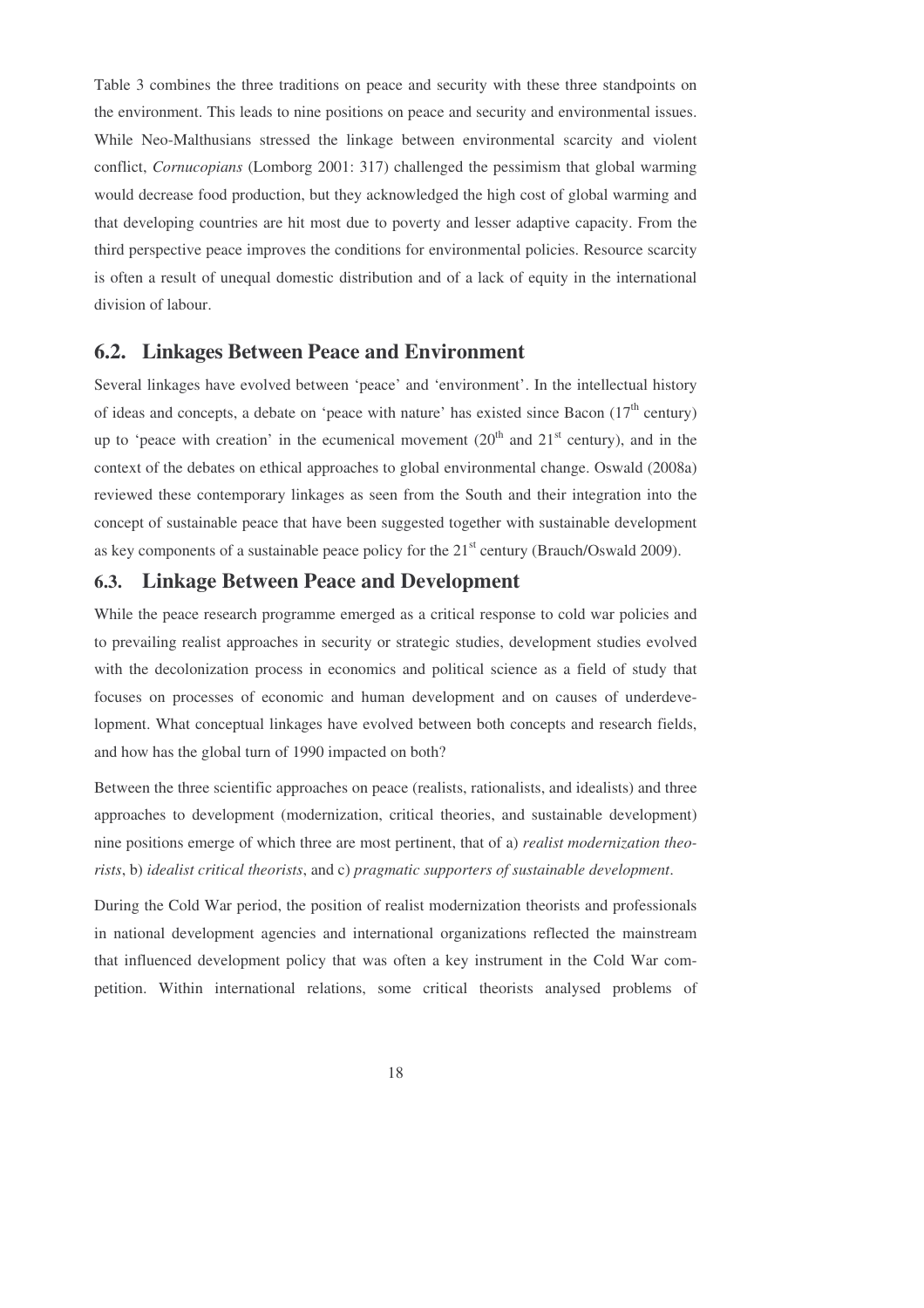Table 3 combines the three traditions on peace and security with these three standpoints on the environment. This leads to nine positions on peace and security and environmental issues. While Neo-Malthusians stressed the linkage between environmental scarcity and violent conflict, *Cornucopians* (Lomborg 2001: 317) challenged the pessimism that global warming would decrease food production, but they acknowledged the high cost of global warming and that developing countries are hit most due to poverty and lesser adaptive capacity. From the third perspective peace improves the conditions for environmental policies. Resource scarcity is often a result of unequal domestic distribution and of a lack of equity in the international division of labour.

## 6.2. Linkages Between Peace and Environment

Several linkages have evolved between 'peace' and 'environment'. In the intellectual history of ideas and concepts, a debate on 'peace with nature' has existed since Bacon (17th century) up to 'peace with creation' in the ecumenical movement (20th and 21st century), and in the context of the debates on ethical approaches to global environmental change. Oswald (2008a) reviewed these contemporary linkages as seen from the South and their integration into the concept of sustainable peace that have been suggested together with sustainable development as key components of a sustainable peace policy for the 21st century (Brauch/Oswald 2009).

## 6.3. Linkage Between Peace and Development

While the peace research programme emerged as a critical response to cold war policies and to prevailing realist approaches in security or strategic studies, development studies evolved with the decolonization process in economics and political science as a field of study that focuses on processes of economic and human development and on causes of underdevelopment. What conceptual linkages have evolved between both concepts and research fields, and how has the global turn of 1990 impacted on both?

Between the three scientific approaches on peace (realists, rationalists, and idealists) and three approaches to development (modernization, critical theories, and sustainable development) nine positions emerge of which three are most pertinent, that of a) *realist modernization theorists*, b) *idealist critical theorists*, and c) *pragmatic supporters of sustainable development*.

During the Cold War period, the position of realist modernization theorists and professionals in national development agencies and international organizations reflected the mainstream that influenced development policy that was often a key instrument in the Cold War competition. Within international relations, some critical theorists analysed problems of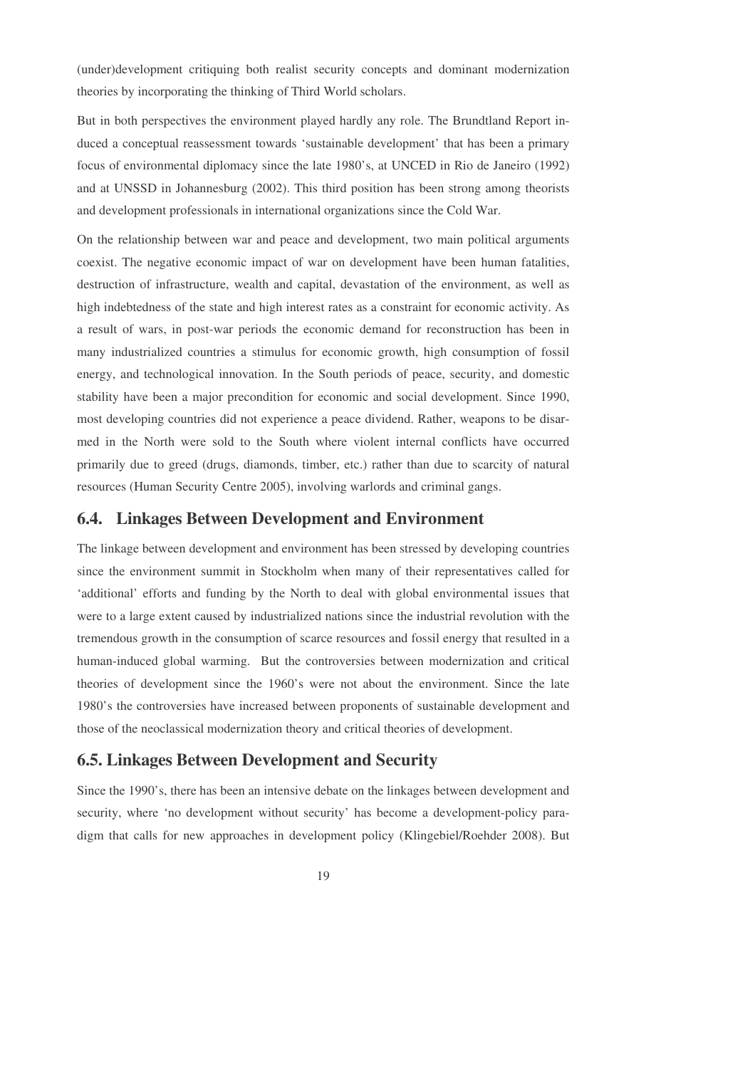(under)development critiquing both realist security concepts and dominant modernization theories by incorporating the thinking of Third World scholars.

But in both perspectives the environment played hardly any role. The Brundtland Report induced a conceptual reassessment towards 'sustainable development' that has been a primary focus of environmental diplomacy since the late 1980's, at UNCED in Rio de Janeiro (1992) and at UNSSD in Johannesburg (2002). This third position has been strong among theorists and development professionals in international organizations since the Cold War.

On the relationship between war and peace and development, two main political arguments coexist. The negative economic impact of war on development have been human fatalities, destruction of infrastructure, wealth and capital, devastation of the environment, as well as high indebtedness of the state and high interest rates as a constraint for economic activity. As a result of wars, in post-war periods the economic demand for reconstruction has been in many industrialized countries a stimulus for economic growth, high consumption of fossil energy, and technological innovation. In the South periods of peace, security, and domestic stability have been a major precondition for economic and social development. Since 1990, most developing countries did not experience a peace dividend. Rather, weapons to be disarmed in the North were sold to the South where violent internal conflicts have occurred primarily due to greed (drugs, diamonds, timber, etc.) rather than due to scarcity of natural resources (Human Security Centre 2005), involving warlords and criminal gangs.

## 6.4. Linkages Between Development and Environment

The linkage between development and environment has been stressed by developing countries since the environment summit in Stockholm when many of their representatives called for 'additional' efforts and funding by the North to deal with global environmental issues that were to a large extent caused by industrialized nations since the industrial revolution with the tremendous growth in the consumption of scarce resources and fossil energy that resulted in a human-induced global warming. But the controversies between modernization and critical theories of development since the 1960's were not about the environment. Since the late 1980's the controversies have increased between proponents of sustainable development and those of the neoclassical modernization theory and critical theories of development.

## 6.5. Linkages Between Development and Security

Since the 1990's, there has been an intensive debate on the linkages between development and security, where 'no development without security' has become a development-policy paradigm that calls for new approaches in development policy (Klingebiel/Roehder 2008). But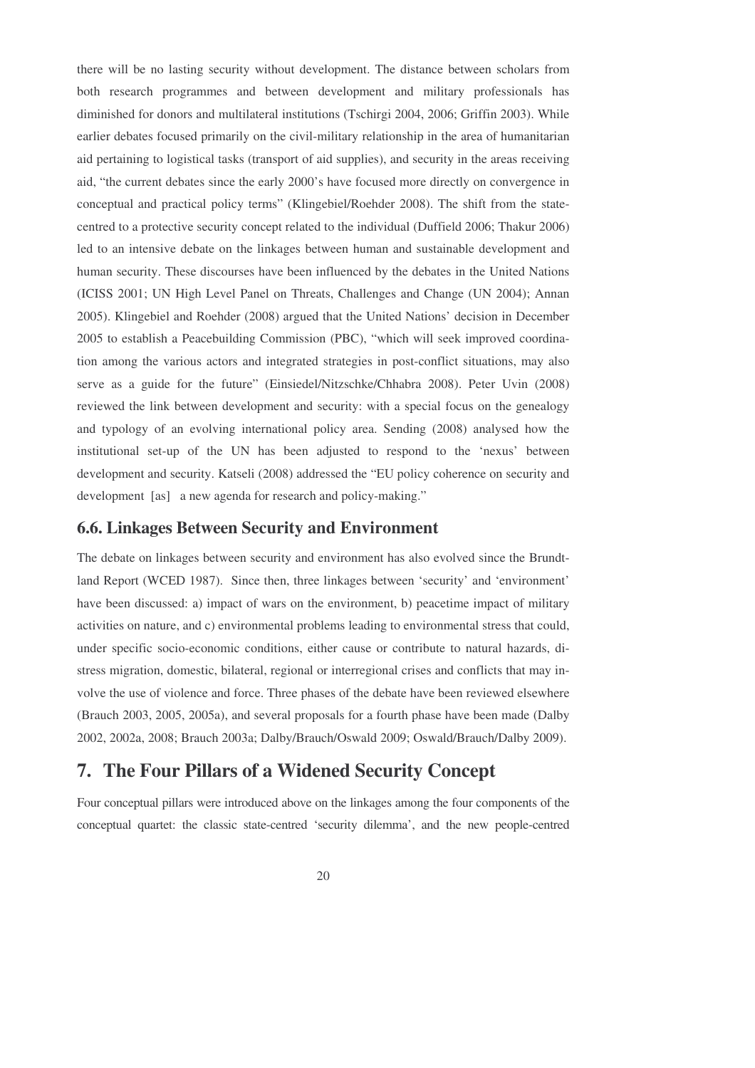there will be no lasting security without development. The distance between scholars from both research programmes and between development and military professionals has diminished for donors and multilateral institutions (Tschirgi 2004, 2006; Griffin 2003). While earlier debates focused primarily on the civil-military relationship in the area of humanitarian aid pertaining to logistical tasks (transport of aid supplies), and security in the areas receiving aid, "the current debates since the early 2000's have focused more directly on convergence in conceptual and practical policy terms" (Klingebiel/Roehder 2008). The shift from the state-centred to a protective security concept related to the individual (Duffield 2006; Thakur 2006) led to an intensive debate on the linkages between human and sustainable development and human security. These discourses have been influenced by the debates in the United Nations (ICISS 2001; UN High Level Panel on Threats, Challenges and Change (UN 2004); Annan 2005). Klingebiel and Roehder (2008) argued that the United Nations' decision in December 2005 to establish a Peacebuilding Commission (PBC), "which will seek improved coordination among the various actors and integrated strategies in post-conflict situations, may also serve as a guide for the future" (Einsiedel/Nitzschke/Chhabra 2008). Peter Uvin (2008) reviewed the link between development and security: with a special focus on the genealogy and typology of an evolving international policy area. Sending (2008) analysed how the institutional set-up of the UN has been adjusted to respond to the 'nexus' between development and security. Katseli (2008) addressed the "EU policy coherence on security and development [as] a new agenda for research and policy-making."

### 6.6. Linkages Between Security and Environment

The debate on linkages between security and environment has also evolved since the Brundtland Report (WCED 1987). Since then, three linkages between 'security' and 'environment' have been discussed: a) impact of wars on the environment, b) peacetime impact of military activities on nature, and c) environmental problems leading to environmental stress that could, under specific socio-economic conditions, either cause or contribute to natural hazards, distress migration, domestic, bilateral, regional or interregional crises and conflicts that may involve the use of violence and force. Three phases of the debate have been reviewed elsewhere (Brauch 2003, 2005, 2005a), and several proposals for a fourth phase have been made (Dalby 2002, 2002a, 2008; Brauch 2003a; Dalby/Brauch/Oswald 2009; Oswald/Brauch/Dalby 2009).

## 7. The Four Pillars of a Widened Security Concept

Four conceptual pillars were introduced above on the linkages among the four components of the conceptual quartet: the classic state-centred 'security dilemma', and the new people-centred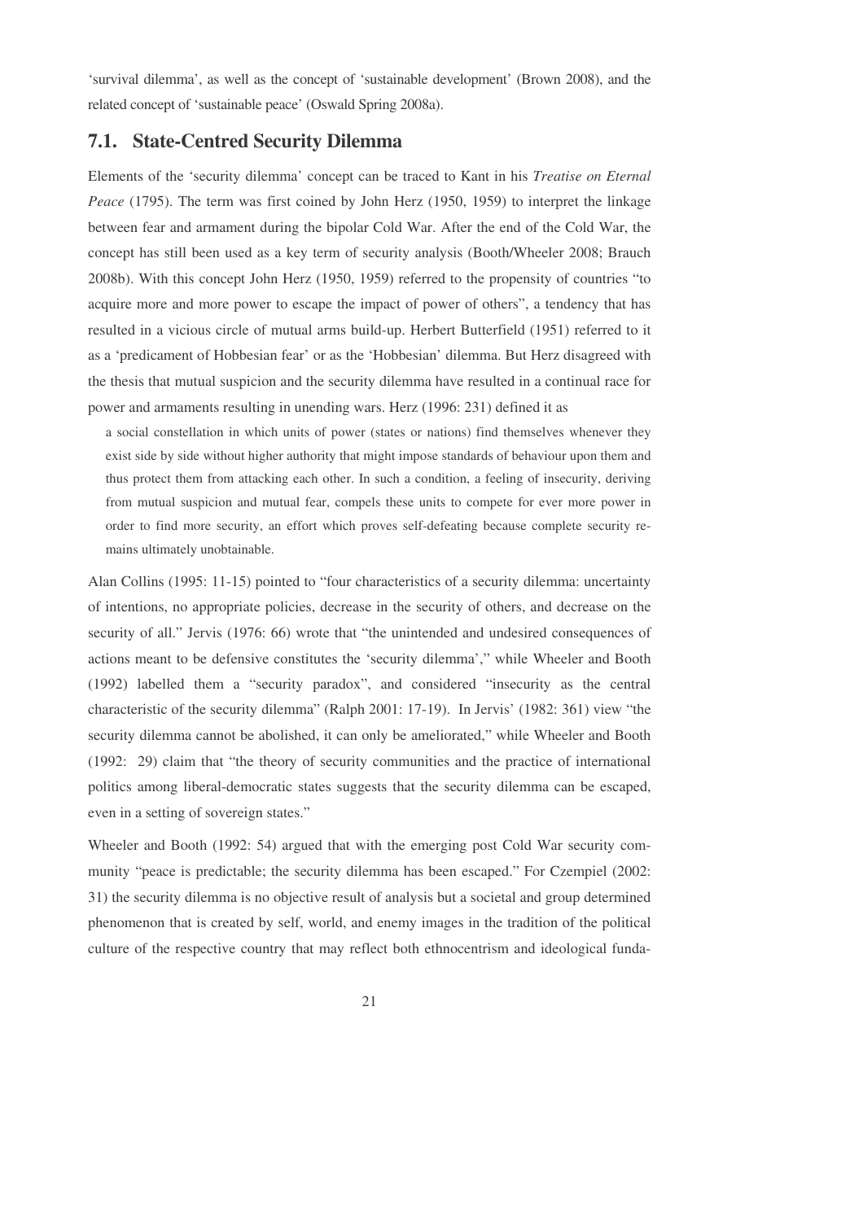'survival dilemma', as well as the concept of 'sustainable development' (Brown 2008), and the related concept of 'sustainable peace' (Oswald Spring 2008a).

## 7.1. State-Centred Security Dilemma

Elements of the 'security dilemma' concept can be traced to Kant in his *Treatise on Eternal Peace* (1795). The term was first coined by John Herz (1950, 1959) to interpret the linkage between fear and armament during the bipolar Cold War. After the end of the Cold War, the concept has still been used as a key term of security analysis (Booth/Wheeler 2008; Brauch 2008b). With this concept John Herz (1950, 1959) referred to the propensity of countries "to acquire more and more power to escape the impact of power of others", a tendency that has resulted in a vicious circle of mutual arms build-up. Herbert Butterfield (1951) referred to it as a 'predicament of Hobbesian fear' or as the 'Hobbesian' dilemma. But Herz disagreed with the thesis that mutual suspicion and the security dilemma have resulted in a continual race for power and armaments resulting in unending wars. Herz (1996: 231) defined it as

> a social constellation in which units of power (states or nations) find themselves whenever they exist side by side without higher authority that might impose standards of behaviour upon them and thus protect them from attacking each other. In such a condition, a feeling of insecurity, deriving from mutual suspicion and mutual fear, compels these units to compete for ever more power in order to find more security, an effort which proves self-defeating because complete security remains ultimately unobtainable.

Alan Collins (1995: 11-15) pointed to "four characteristics of a security dilemma: uncertainty of intentions, no appropriate policies, decrease in the security of others, and decrease on the security of all." Jervis (1976: 66) wrote that "the unintended and undesired consequences of actions meant to be defensive constitutes the 'security dilemma'," while Wheeler and Booth (1992) labelled them a "security paradox", and considered "insecurity as the central characteristic of the security dilemma" (Ralph 2001: 17-19). In Jervis' (1982: 361) view "the security dilemma cannot be abolished, it can only be ameliorated," while Wheeler and Booth (1992: 29) claim that "the theory of security communities and the practice of international politics among liberal-democratic states suggests that the security dilemma can be escaped, even in a setting of sovereign states."

Wheeler and Booth (1992: 54) argued that with the emerging post Cold War security community "peace is predictable; the security dilemma has been escaped." For Czempiel (2002: 31) the security dilemma is no objective result of analysis but a societal and group determined phenomenon that is created by self, world, and enemy images in the tradition of the political culture of the respective country that may reflect both ethnocentrism and ideological funda-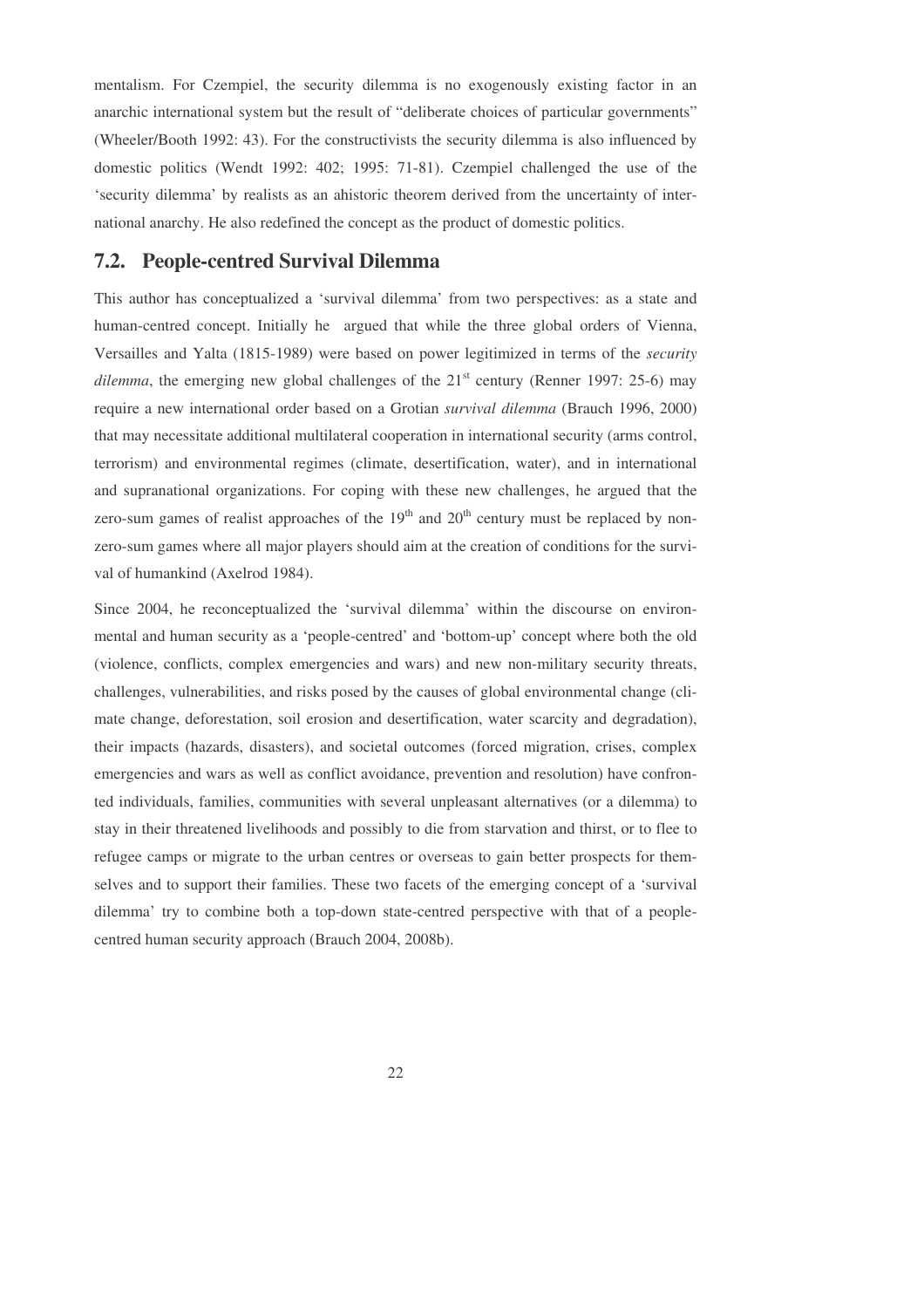mentalism. For Czempiel, the security dilemma is no exogenously existing factor in an anarchic international system but the result of "deliberate choices of particular governments" (Wheeler/Booth 1992: 43). For the constructivists the security dilemma is also influenced by domestic politics (Wendt 1992: 402; 1995: 71-81). Czempiel challenged the use of the 'security dilemma' by realists as an ahistoric theorem derived from the uncertainty of international anarchy. He also redefined the concept as the product of domestic politics.

## 7.2. People-centred Survival Dilemma

This author has conceptualized a 'survival dilemma' from two perspectives: as a state and human-centred concept. Initially he argued that while the three global orders of Vienna, Versailles and Yalta (1815-1989) were based on power legitimized in terms of the *security dilemma*, the emerging new global challenges of the 21st century (Renner 1997: 25-6) may require a new international order based on a Grotian *survival dilemma* (Brauch 1996, 2000) that may necessitate additional multilateral cooperation in international security (arms control, terrorism) and environmental regimes (climate, desertification, water), and in international and supranational organizations. For coping with these new challenges, he argued that the zero-sum games of realist approaches of the 19th and 20th century must be replaced by non-zero-sum games where all major players should aim at the creation of conditions for the survival of humankind (Axelrod 1984).

Since 2004, he reconceptualized the 'survival dilemma' within the discourse on environmental and human security as a 'people-centred' and 'bottom-up' concept where both the old (violence, conflicts, complex emergencies and wars) and new non-military security threats, challenges, vulnerabilities, and risks posed by the causes of global environmental change (climate change, deforestation, soil erosion and desertification, water scarcity and degradation), their impacts (hazards, disasters), and societal outcomes (forced migration, crises, complex emergencies and wars as well as conflict avoidance, prevention and resolution) have confronted individuals, families, communities with several unpleasant alternatives (or a dilemma) to stay in their threatened livelihoods and possibly to die from starvation and thirst, or to flee to refugee camps or migrate to the urban centres or overseas to gain better prospects for themselves and to support their families. These two facets of the emerging concept of a 'survival dilemma' try to combine both a top-down state-centred perspective with that of a people-centred human security approach (Brauch 2004, 2008b).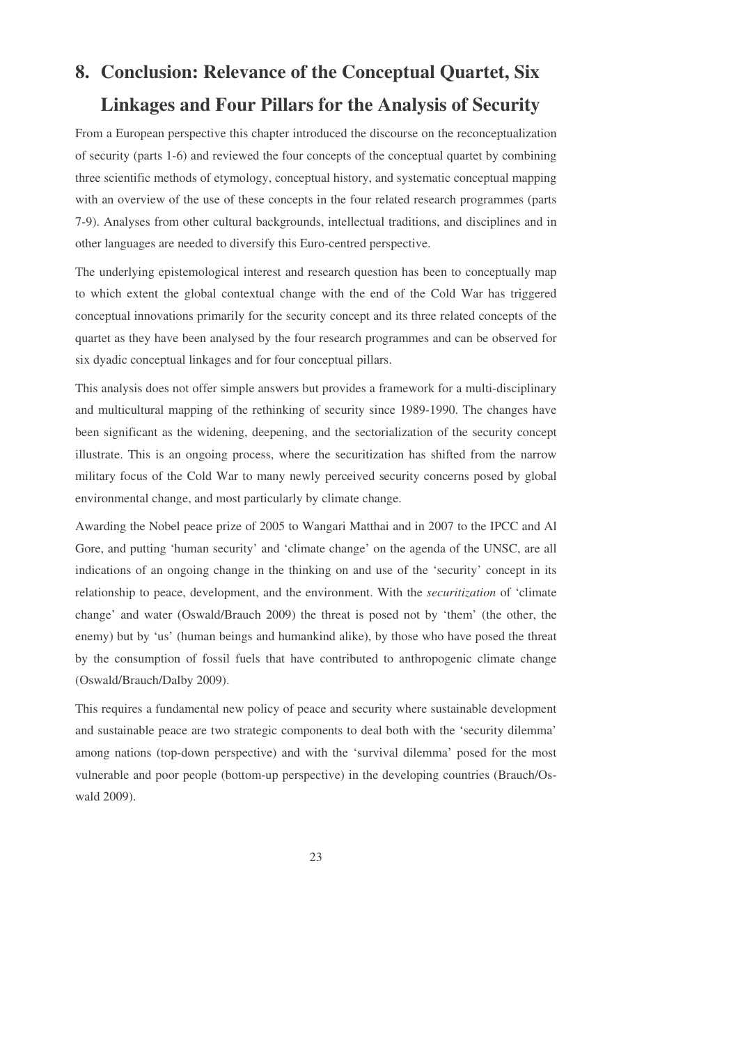# 8. Conclusion: Relevance of the Conceptual Quartet, Six Linkages and Four Pillars for the Analysis of Security

From a European perspective this chapter introduced the discourse on the reconceptualization of security (parts 1-6) and reviewed the four concepts of the conceptual quartet by combining three scientific methods of etymology, conceptual history, and systematic conceptual mapping with an overview of the use of these concepts in the four related research programmes (parts 7-9). Analyses from other cultural backgrounds, intellectual traditions, and disciplines and in other languages are needed to diversify this Euro-centred perspective.

The underlying epistemological interest and research question has been to conceptually map to which extent the global contextual change with the end of the Cold War has triggered conceptual innovations primarily for the security concept and its three related concepts of the quartet as they have been analysed by the four research programmes and can be observed for six dyadic conceptual linkages and for four conceptual pillars.

This analysis does not offer simple answers but provides a framework for a multi-disciplinary and multicultural mapping of the rethinking of security since 1989-1990. The changes have been significant as the widening, deepening, and the sectorialization of the security concept illustrate. This is an ongoing process, where the securitization has shifted from the narrow military focus of the Cold War to many newly perceived security concerns posed by global environmental change, and most particularly by climate change.

Awarding the Nobel peace prize of 2005 to Wangari Matthai and in 2007 to the IPCC and Al Gore, and putting 'human security' and 'climate change' on the agenda of the UNSC, are all indications of an ongoing change in the thinking on and use of the 'security' concept in its relationship to peace, development, and the environment. With the *securitization* of 'climate change' and water (Oswald/Brauch 2009) the threat is posed not by 'them' (the other, the enemy) but by 'us' (human beings and humankind alike), by those who have posed the threat by the consumption of fossil fuels that have contributed to anthropogenic climate change (Oswald/Brauch/Dalby 2009).

This requires a fundamental new policy of peace and security where sustainable development and sustainable peace are two strategic components to deal both with the 'security dilemma' among nations (top-down perspective) and with the 'survival dilemma' posed for the most vulnerable and poor people (bottom-up perspective) in the developing countries (Brauch/Oswald 2009).